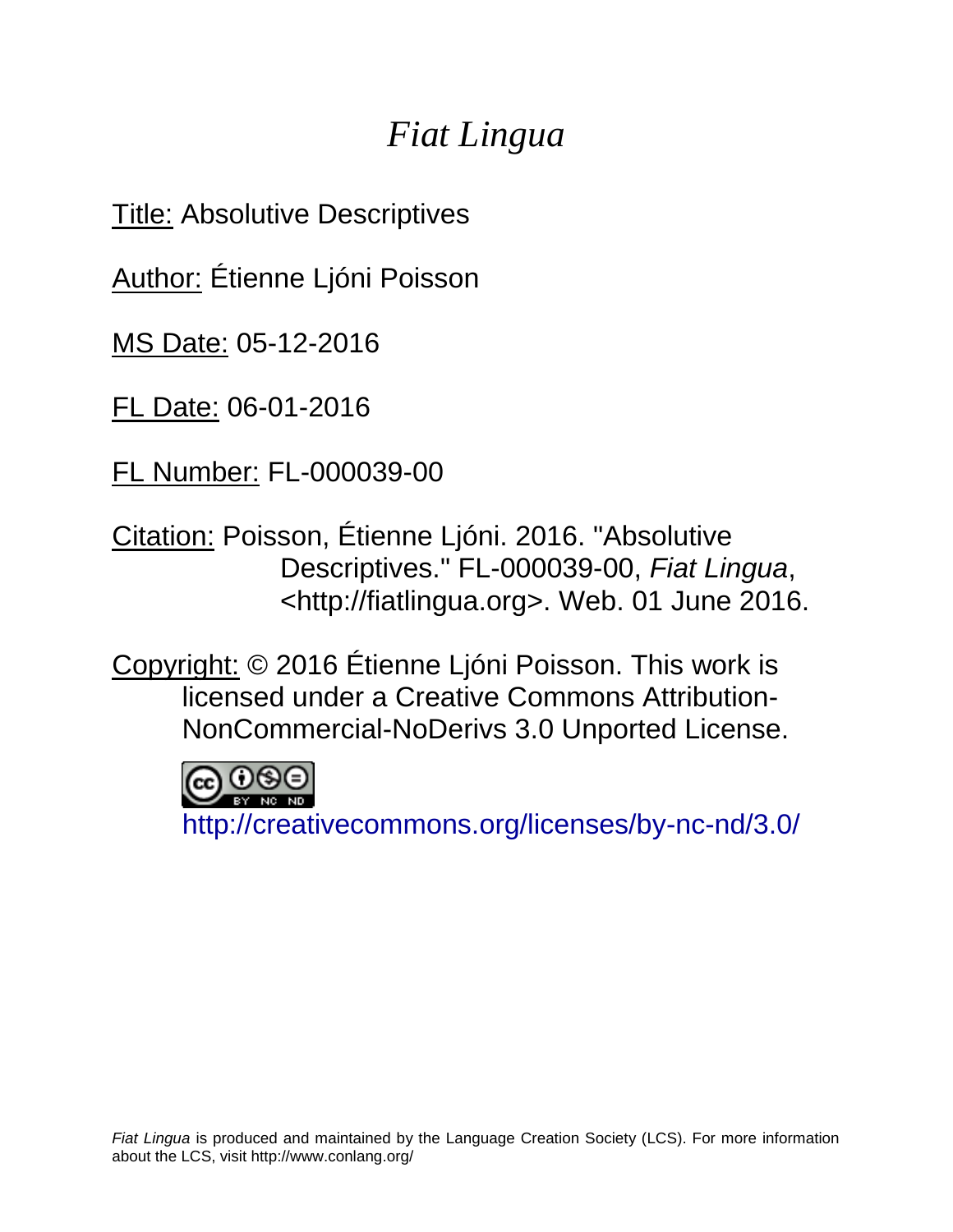# *Fiat Lingua*

Title: Absolutive Descriptives

Author: Étienne Ljóni Poisson

MS Date: 05-12-2016

FL Date: 06-01-2016

FL Number: FL-000039-00

Citation: Poisson, Étienne Ljóni. 2016. "Absolutive Descriptives." FL-000039-00, *Fiat Lingua*, <http://fiatlingua.org>. Web. 01 June 2016.

Copyright: © 2016 Étienne Ljóni Poisson. This work is licensed under a Creative Commons Attribution-NonCommercial-NoDerivs 3.0 Unported License.

http://creativecommons.org/licenses/by-nc-nd/3.0/

*Fiat Lingua* is produced and maintained by the Language Creation Society (LCS). For more information about the LCS, visit http://www.conlang.org/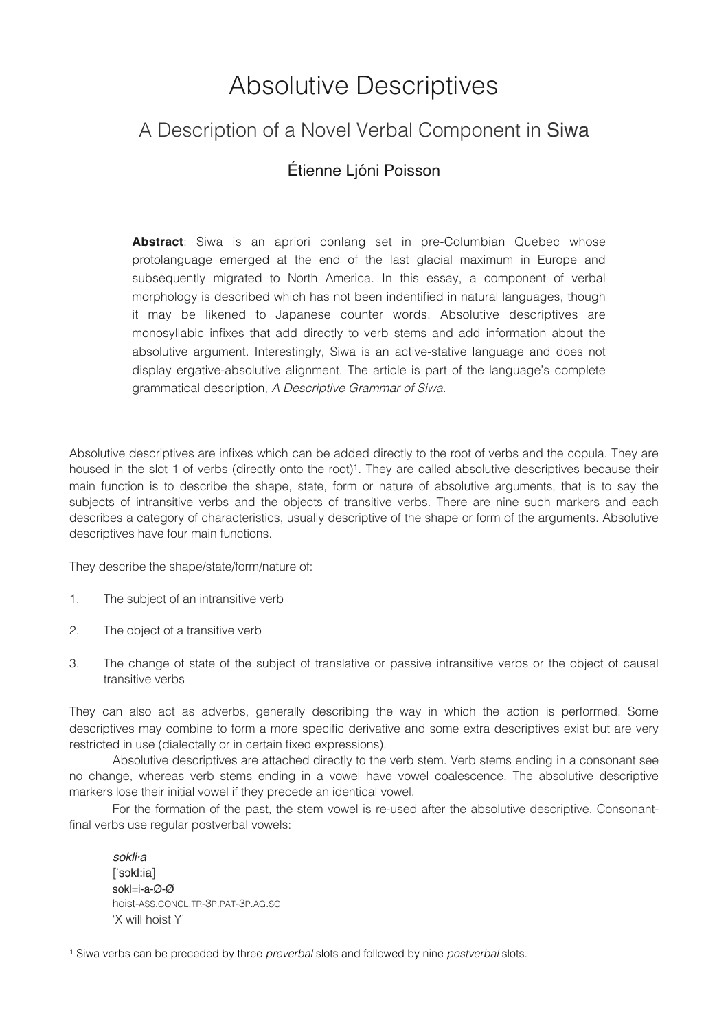# Absolutive Descriptives

## A Description of a Novel Verbal Component in Siwa

### Étienne Ljóni Poisson

**Abstract**: Siwa is an apriori conlang set in pre-Columbian Quebec whose protolanguage emerged at the end of the last glacial maximum in Europe and subsequently migrated to North America. In this essay, a component of verbal morphology is described which has not been indentified in natural languages, though it may be likened to Japanese counter words. Absolutive descriptives are monosyllabic infixes that add directly to verb stems and add information about the absolutive argument. Interestingly, Siwa is an active-stative language and does not display ergative-absolutive alignment. The article is part of the language's complete grammatical description, *A Descriptive Grammar of Siwa*.

Absolutive descriptives are infixes which can be added directly to the root of verbs and the copula. They are housed in the slot 1 of verbs (directly onto the root)[1]. They are called absolutive descriptives because their main function is to describe the shape, state, form or nature of absolutive arguments, that is to say the subjects of intransitive verbs and the objects of transitive verbs. There are nine such markers and each describes a category of characteristics, usually descriptive of the shape or form of the arguments. Absolutive descriptives have four main functions.

They describe the shape/state/form/nature of:

1. The subject of an intransitive verb
2. The object of a transitive verb
3. The change of state of the subject of translative or passive intransitive verbs or the object of causal transitive verbs

They can also act as adverbs, generally describing the way in which the action is performed. Some descriptives may combine to form a more specific derivative and some extra descriptives exist but are very restricted in use (dialectally or in certain fixed expressions).

Absolutive descriptives are attached directly to the verb stem. Verb stems ending in a consonant see no change, whereas verb stems ending in a vowel have vowel coalescence. The absolutive descriptive markers lose their initial vowel if they precede an identical vowel.

For the formation of the past, the stem vowel is re-used after the absolutive descriptive. Consonant-final verbs use regular postverbal vowels:

> *sokli·a*
> [ˈsɔkl:ia]
> sokl=i-a-Ø-Ø
> hoist-ASS.CONCL.TR-3P.PAT-3P.AG.SG
> 'X will hoist Y'

[1] Siwa verbs can be preceded by three *preverbal* slots and followed by nine *postverbal* slots.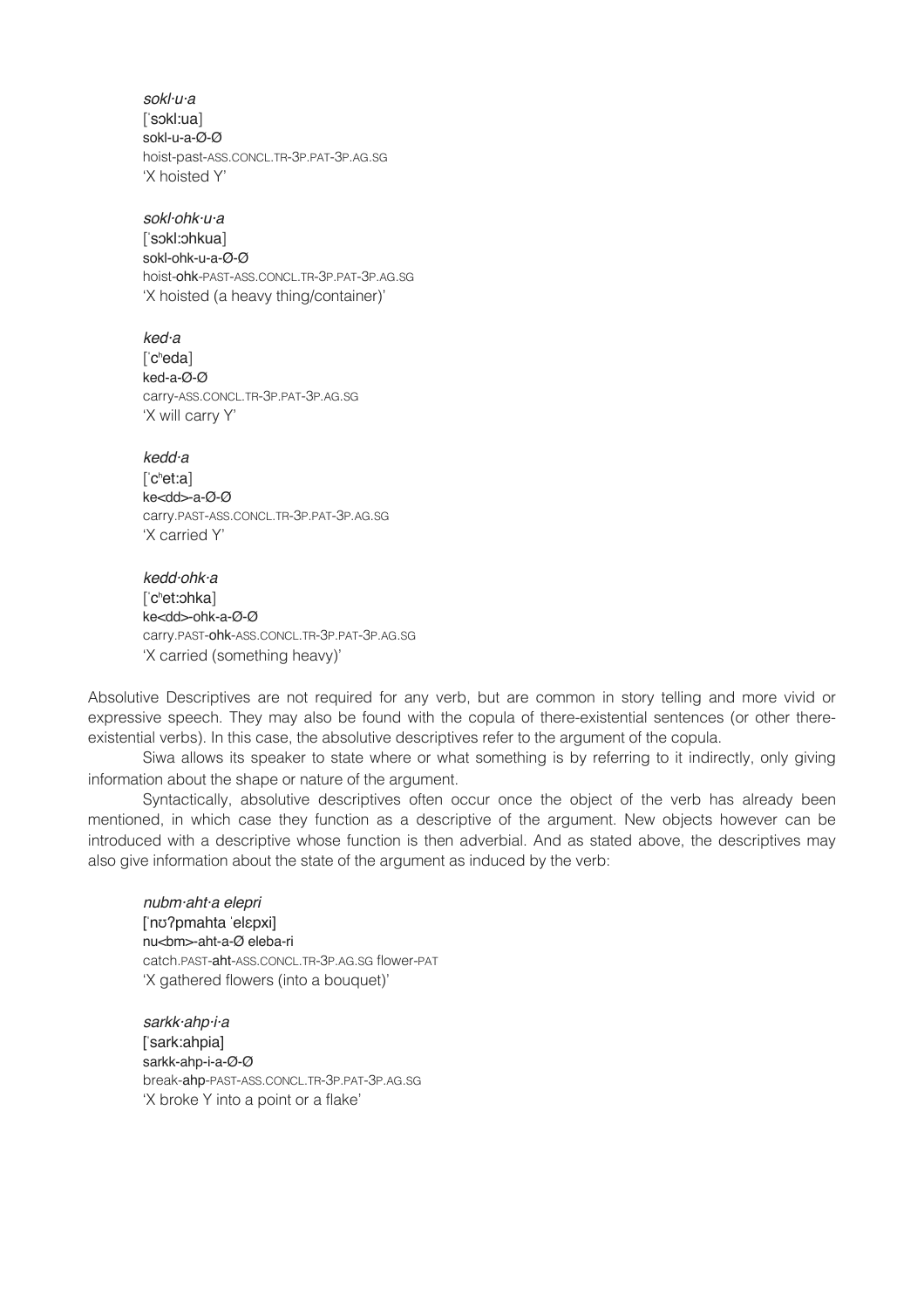*sokl·u·a*
[ˈsɔkl:ua]
sokl-u-a-Ø-Ø
hoist-past-ASS.CONCL.TR-3P.PAT-3P.AG.SG
'X hoisted Y'

*sokl·ohk·u·a*
[ˈsɔkl:ɔhkua]
sokl-ohk-u-a-Ø-Ø
hoist-**ohk**-PAST-ASS.CONCL.TR-3P.PAT-3P.AG.SG
'X hoisted (a heavy thing/container)'

*ked·a*
[ˈcʰeda]
ked-a-Ø-Ø
carry-ASS.CONCL.TR-3P.PAT-3P.AG.SG
'X will carry Y'

*kedd·a*
[ˈcʰet:a]
ke<dd>-a-Ø-Ø
carry.PAST-ASS.CONCL.TR-3P.PAT-3P.AG.SG
'X carried Y'

*kedd·ohk·a*
[ˈcʰet:ɔhka]
ke<dd>-ohk-a-Ø-Ø
carry.PAST-**ohk**-ASS.CONCL.TR-3P.PAT-3P.AG.SG
'X carried (something heavy)'

Absolutive Descriptives are not required for any verb, but are common in story telling and more vivid or expressive speech. They may also be found with the copula of there-existential sentences (or other there-existential verbs). In this case, the absolutive descriptives refer to the argument of the copula.

Siwa allows its speaker to state where or what something is by referring to it indirectly, only giving information about the shape or nature of the argument.

Syntactically, absolutive descriptives often occur once the object of the verb has already been mentioned, in which case they function as a descriptive of the argument. New objects however can be introduced with a descriptive whose function is then adverbial. And as stated above, the descriptives may also give information about the state of the argument as induced by the verb:

*nubm·aht·a elepri*
[ˈnʊʔpmahta ˈelɛpxi]
nu<bm>-aht-a-Ø eleba-ri
catch.PAST-**aht**-ASS.CONCL.TR-3P.AG.SG flower-PAT
'X gathered flowers (into a bouquet)'

*sarkk·ahp·i·a*
[ˈsark:ahpia]
sarkk-ahp-i-a-Ø-Ø
break-**ahp**-PAST-ASS.CONCL.TR-3P.PAT-3P.AG.SG
'X broke Y into a point or a flake'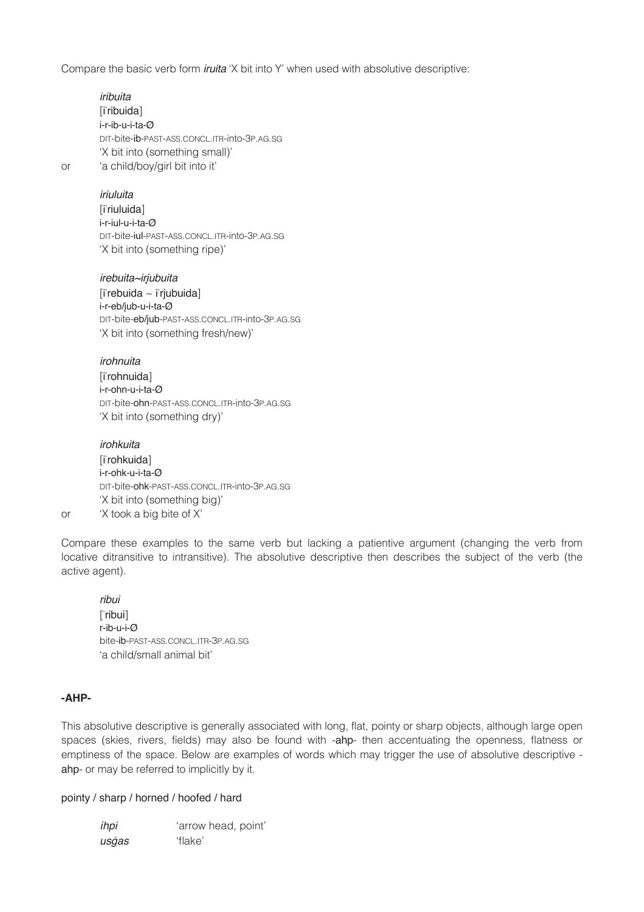Compare the basic verb form *iruita* 'X bit into Y' when used with absolutive descriptive:

*iribuita*
[iˈribuida]
i-r-ib-u-i-ta-Ø
DIT-bite-**ib**-PAST-ASS.CONCL.ITR-into-3P.AG.SG
'X bit into (something small)'
or 'a child/boy/girl bit into it'

*iriuluita*
[iˈriuluida]
i-r-iul-u-i-ta-Ø
DIT-bite-**iul**-PAST-ASS.CONCL.ITR-into-3P.AG.SG
'X bit into (something ripe)'

*irebuita~irj̯ubuita*
[iˈrebuida ~ iˈrjubuida]
i-r-eb/jub-u-i-ta-Ø
DIT-bite-**eb/jub**-PAST-ASS.CONCL.ITR-into-3P.AG.SG
'X bit into (something fresh/new)'

*irohnuita*
[iˈrohnuida]
i-r-ohn-u-i-ta-Ø
DIT-bite-**ohn**-PAST-ASS.CONCL.ITR-into-3P.AG.SG
'X bit into (something dry)'

*irohkuita*
[iˈrohkuida]
i-r-ohk-u-i-ta-Ø
DIT-bite-**ohk**-PAST-ASS.CONCL.ITR-into-3P.AG.SG
'X bit into (something big)'
or 'X took a big bite of X'

Compare these examples to the same verb but lacking a patientive argument (changing the verb from locative ditransitive to intransitive). The absolutive descriptive then describes the subject of the verb (the active agent).

*ribui*
[ˈribui]
r-ib-u-i-Ø
bite-**ib**-PAST-ASS.CONCL.ITR-3P.AG.SG
'a child/small animal bit'

### -AHP-

This absolutive descriptive is generally associated with long, flat, pointy or sharp objects, although large open spaces (skies, rivers, fields) may also be found with -**ahp**- then accentuating the openness, flatness or emptiness of the space. Below are examples of words which may trigger the use of absolutive descriptive -**ahp**- or may be referred to implicitly by it.

pointy / sharp / horned / hoofed / hard

| | |
|---|---|
| *ihpi* | 'arrow head, point' |
| *usġas* | 'flake' |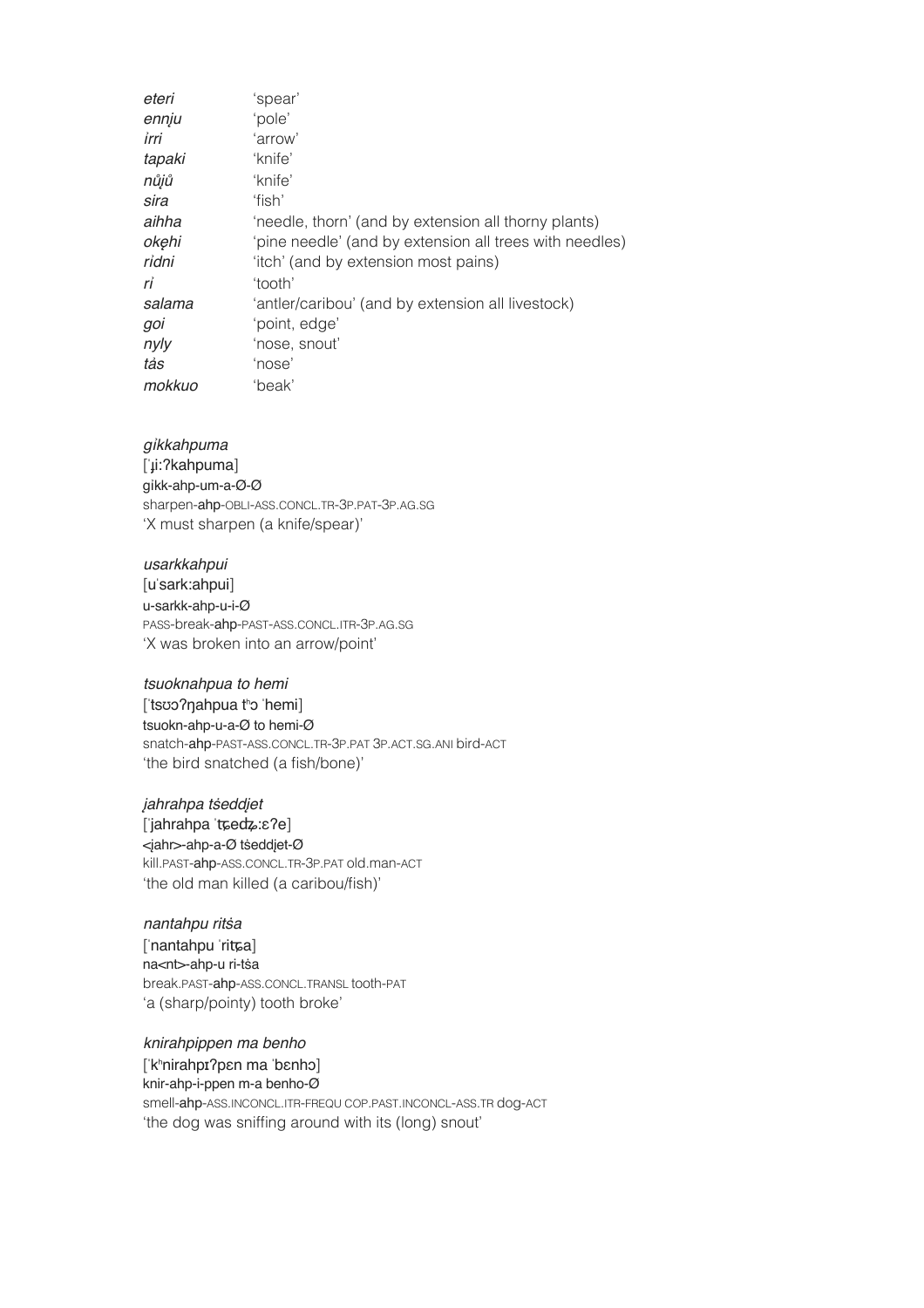| | |
|---|---|
| *eteri* | 'spear' |
| *ennju* | 'pole' |
| *ìrri* | 'arrow' |
| *tapaki* | 'knife' |
| *nůjů* | 'knife' |
| *sira* | 'fish' |
| *aihha* | 'needle, thorn' (and by extension all thorny plants) |
| *okęhi* | 'pine needle' (and by extension all trees with needles) |
| *rìdni* | 'itch' (and by extension most pains) |
| *ri* | 'tooth' |
| *salama* | 'antler/caribou' (and by extension all livestock) |
| *goi* | 'point, edge' |
| *nyly* | 'nose, snout' |
| *tås* | 'nose' |
| *mokkuo* | 'beak' |

*gikkahpuma*
[ˈɟiːʔkahpuma]
gikk-ahp-um-a-Ø-Ø
sharpen-**ahp**-OBLI-ASS.CONCL.TR-3P.PAT-3P.AG.SG
'X must sharpen (a knife/spear)'

*usarkkahpui*
[uˈsarkːahpui]
u-sarkk-ahp-u-i-Ø
PASS-break-**ahp**-PAST-ASS.CONCL.ITR-3P.AG.SG
'X was broken into an arrow/point'

*tsuoknahpua to hemi*
[ˈtsʊɔʔŋahpua tʰɔ ˈhemi]
tsuokn-ahp-u-a-Ø to hemi-Ø
snatch-**ahp**-PAST-ASS.CONCL.TR-3P.PAT 3P.ACT.SG.ANI bird-ACT
'the bird snatched (a fish/bone)'

*ja̧hrahpa tśeddjet*
[ˈjahrahpa ˈtɕedʑːɛʔe]
<ja̧hr>-ahp-a-Ø tśeddjet-Ø
kill.PAST-**ahp**-ASS.CONCL.TR-3P.PAT old.man-ACT
'the old man killed (a caribou/fish)'

*nantahpu ritśa*
[ˈnantahpu ˈritɕa]
na<nt>-ahp-u ri-tśa
break.PAST-**ahp**-ASS.CONCL.TRANSL tooth-PAT
'a (sharp/pointy) tooth broke'

*knirahpippen ma benho*
[ˈkʰnirahpɪʔpɛn ma ˈbɛnhɔ]
knir-ahp-i-ppen m-a benho-Ø
smell-**ahp**-ASS.INCONCL.ITR-FREQU COP.PAST.INCONCL-ASS.TR dog-ACT
'the dog was sniffing around with its (long) snout'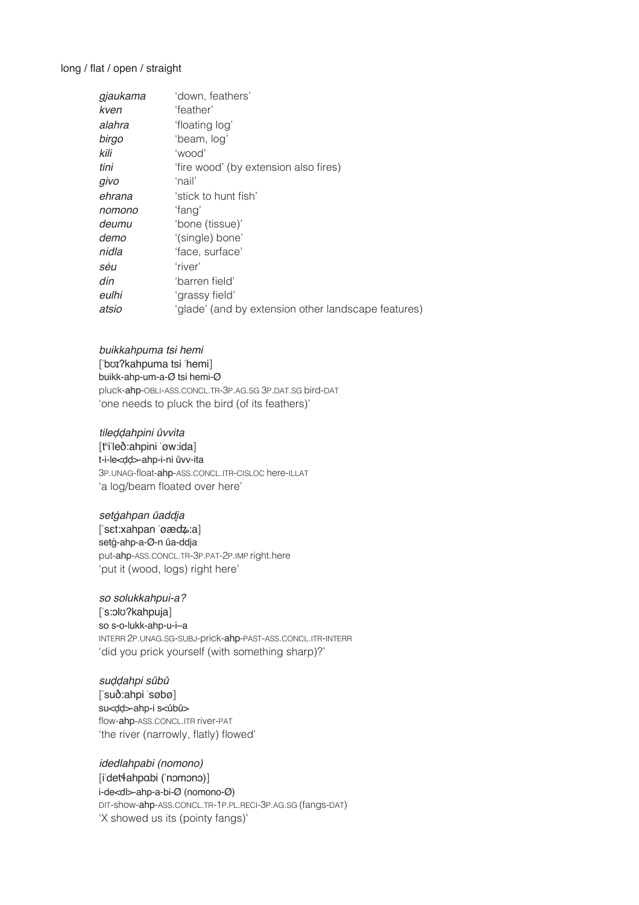long / flat / open / straight

| | |
|---|---|
| *gjaukama* | 'down, feathers' |
| *kven* | 'feather' |
| *alahra* | 'floating log' |
| *birgo* | 'beam, log' |
| *kili* | 'wood' |
| *tini* | 'fire wood' (by extension also fires) |
| *givo* | 'nail' |
| *ehrana* | 'stick to hunt fish' |
| *nomono* | 'fang' |
| *deumu* | 'bone (tissue)' |
| *demo* | '(single) bone' |
| *nidla* | 'face, surface' |
| *sėu* | 'river' |
| *din* | 'barren field' |
| *eulhi* | 'grassy field' |
| *atsio* | 'glade' (and by extension other landscape features) |

*buikkahpuma tsi hemi*
[ˈbʊɪʔkahpuma tsi ˈhemi]
buikk-ahp-um-a-Ø tsi hemi-Ø
pluck-**ahp**-OBLI-ASS.CONCL.TR-3P.AG.SG 3P.DAT.SG bird-DAT
'one needs to pluck the bird (of its feathers)'

*tileḍḍahpini ůvvita*
[tʰiˈleð:ahpini ˈøw:ida]
t-i-le<ḍḍ>-ahp-i-ni ůvv-ita
3P.UNAG-float-**ahp**-ASS.CONCL.ITR-CISLOC here-ILLAT
'a log/beam floated over here'

*setġahpan ůaddja*
[ˈsɛt:xahpan ˈøædʑ:a]
setġ-ahp-a-Ø-n ůa-ddja
put-**ahp**-ASS.CONCL.TR-3P.PAT-2P.IMP right.here
'put it (wood, logs) right here'

*so solukkahpui-a?*
[ˈs:ɔlʊʔkahpuja]
so s-o-lukk-ahp-u-i–a
INTERR 2P.UNAG.SG-SUBJ-prick-**ahp**-PAST-ASS.CONCL.ITR-INTERR
'did you prick yourself (with something sharp)?'

*suḍḍahpi sůbů*
[ˈsuð:ahpi ˈsøbø]
su<ḍḍ>-ahp-i s<ůbů>
flow-**ahp**-ASS.CONCL.ITR river-PAT
'the river (narrowly, flatly) flowed'

*idedlahpabi (nomono)*
[iˈdetɬahpɑbi (ˈnɔmɔnɔ)]
i-de<dl>-ahp-a-bi-Ø (nomono-Ø)
DIT-show-**ahp**-ASS.CONCL.TR-1P.PL.RECI-3P.AG.SG (fangs-DAT)
'X showed us its (pointy fangs)'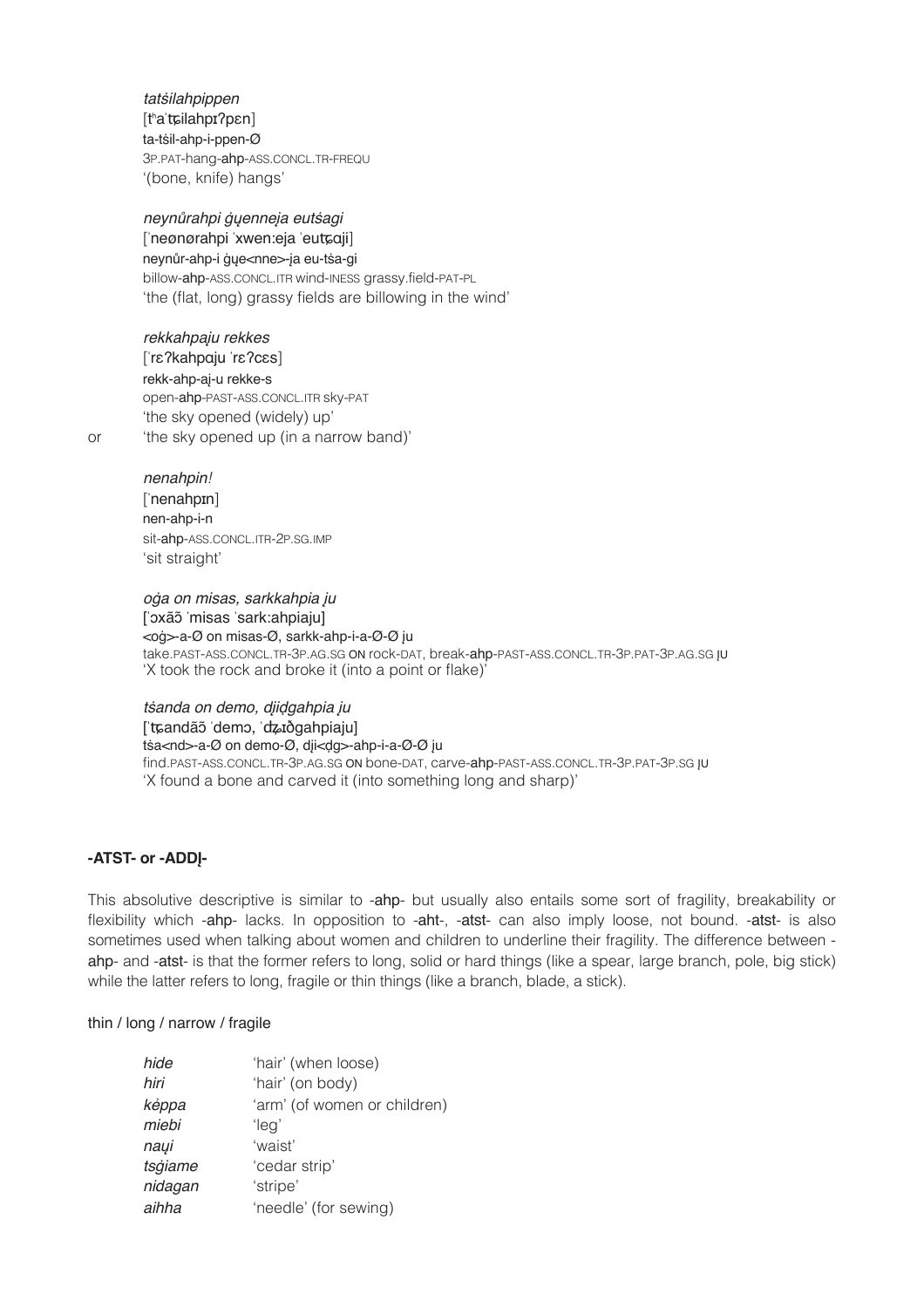*tatśilahpippen*
[tʰaˈtɕilahpɪʔpɛn]
ta-tśil-ahp-i-ppen-Ø
3P.PAT-hang-**ahp**-ASS.CONCL.TR-FREQU
'(bone, knife) hangs'

*neynůrahpi ġųenneja eutśagi*
[ˈneønørahpi ˈxwen:eja ˈeutɕɑji]
neynůr-ahp-i ġųe<nne>-ja eu-tśa-gi
billow-**ahp**-ASS.CONCL.ITR wind-INESS grassy.field-PAT-PL
'the (flat, long) grassy fields are billowing in the wind'

*rekkahpaju rekkes*
[ˈrɛʔkahpɑju ˈrɛʔcɛs]
rekk-ahp-aj-u rekke-s
open-**ahp**-PAST-ASS.CONCL.ITR sky-PAT
'the sky opened (widely) up'
or 'the sky opened up (in a narrow band)'

*nenahpin!*
[ˈnenahpɪn]
nen-ahp-i-n
sit-**ahp**-ASS.CONCL.ITR-2P.SG.IMP
'sit straight'

*oġa on misas, sarkkahpia ju*
[ˈɔxãɔ̃ ˈmisas ˈsark:ahpiaju]
<oġ>-a-Ø on misas-Ø, sarkk-ahp-i-a-Ø-Ø ju
take.PAST-ASS.CONCL.TR-3P.AG.SG ON rock-DAT, break-**ahp**-PAST-ASS.CONCL.TR-3P.PAT-3P.AG.SG JU
'X took the rock and broke it (into a point or flake)'

*tśanda on demo, djiḍgahpia ju*
[ˈtɕandãɔ̃ ˈdemɔ, ˈdʑɪðgahpiaju]
tśa<nd>-a-Ø on demo-Ø, dji<ḍg>-ahp-i-a-Ø-Ø ju
find.PAST-ASS.CONCL.TR-3P.AG.SG ON bone-DAT, carve-**ahp**-PAST-ASS.CONCL.TR-3P.PAT-3P.SG JU
'X found a bone and carved it (into something long and sharp)'

### -ATST- or -ADDJ-

This absolutive descriptive is similar to -**ahp**- but usually also entails some sort of fragility, breakability or flexibility which -**ahp**- lacks. In opposition to -**aht**-, -**atst**- can also imply loose, not bound. -**atst**- is also sometimes used when talking about women and children to underline their fragility. The difference between -**ahp**- and -**atst**- is that the former refers to long, solid or hard things (like a spear, large branch, pole, big stick) while the latter refers to long, fragile or thin things (like a branch, blade, a stick).

thin / long / narrow / fragile

| | |
|---|---|
| *hide* | 'hair' (when loose) |
| *hiri* | 'hair' (on body) |
| *kėppa* | 'arm' (of women or children) |
| *miebi* | 'leg' |
| *naųi* | 'waist' |
| *tsġiame* | 'cedar strip' |
| *nidagan* | 'stripe' |
| *aihha* | 'needle' (for sewing) |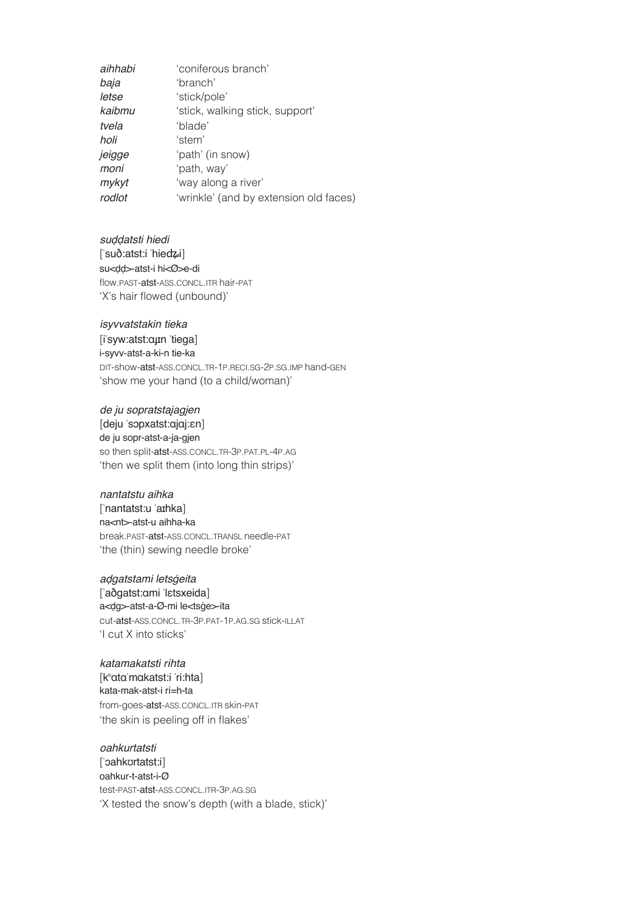| | |
|---|---|
| *aihhabi* | 'coniferous branch' |
| *baja* | 'branch' |
| *letse* | 'stick/pole' |
| *kaibmu* | 'stick, walking stick, support' |
| *tvela* | 'blade' |
| *holi* | 'stem' |
| *ȷeigge* | 'path' (in snow) |
| *moni* | 'path, way' |
| *mykyt* | 'way along a river' |
| *rodlot* | 'wrinkle' (and by extension old faces) |

*suḍḍatsti hiedi*
[ˈsuð:atst:i ˈhiedʑi]
su<ḍḍ>-atst-i hi<Ø>e-di
flow.PAST-atst-ASS.CONCL.ITR hair-PAT
'X's hair flowed (unbound)'

*isyvvatstakin tieka*
[iˈsyw:atst:ɑɹɪn ˈtiega]
i-syvv-atst-a-ki-n tie-ka
DIT-show-atst-ASS.CONCL.TR-1P.RECI.SG-2P.SG.IMP hand-GEN
'show me your hand (to a child/woman)'

*de ȷu sopratstaȷagȷen*
[deju ˈsɔpxatst:ɑjɑj:ɛn]
de ȷu sopr-atst-a-ȷa-gȷen
so then split-atst-ASS.CONCL.TR-3P.PAT.PL-4P.AG
'then we split them (into long thin strips)'

*nantatstu aihka*
[ˈnantatst:u ˈaɪhka]
na<nt>-atst-u aihha-ka
break.PAST-atst-ASS.CONCL.TRANSL needle-PAT
'the (thin) sewing needle broke'

*aḍgatstami letsġeita*
[ˈaðgatst:ɑmi ˈlɛtsxeida]
a<ḍg>-atst-a-Ø-mi le<tsġe>-ita
cut-atst-ASS.CONCL.TR-3P.PAT-1P.AG.SG stick-ILLAT
'I cut X into sticks'

*katamakatsti rihta*
[kʰɑtɑˈmɑkatst:i ˈri:hta]
kata-mak-atst-i ri=h-ta
from-goes-atst-ASS.CONCL.ITR skin-PAT
'the skin is peeling off in flakes'

*oahkurtatsti*
[ˈɔahkʊrtatst:i]
oahkur-t-atst-i-Ø
test-PAST-atst-ASS.CONCL.ITR-3P.AG.SG
'X tested the snow's depth (with a blade, stick)'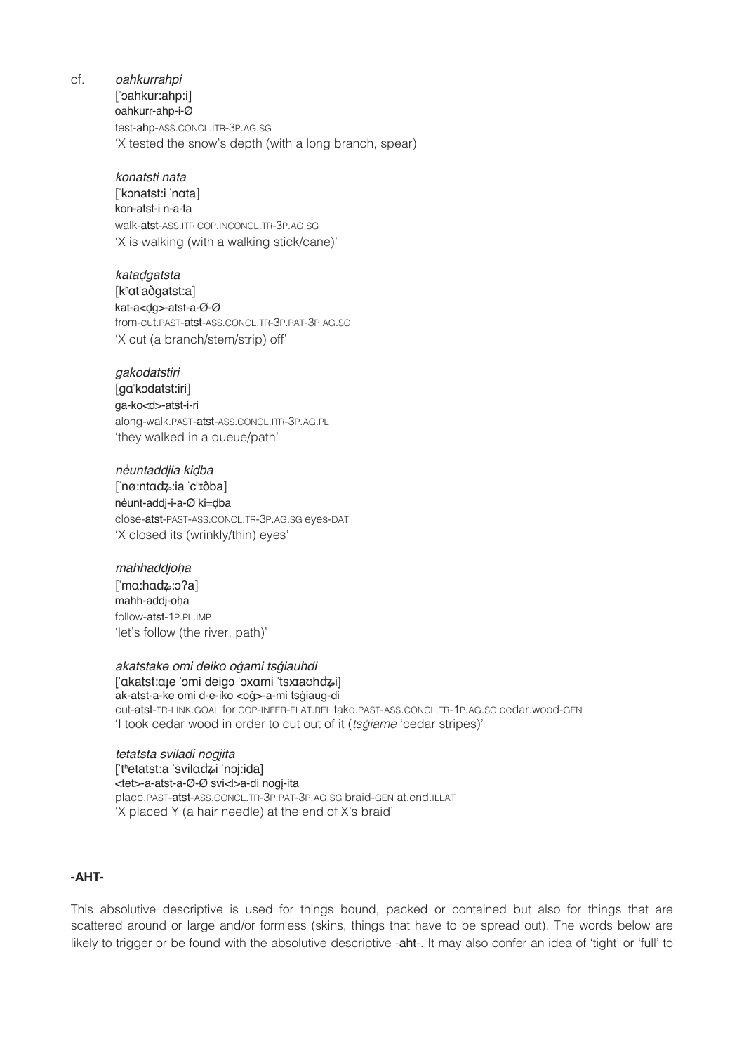cf. *oahkurrahpi*
[ˈɔahkur:ahp:i]
oahkurr-ahp-i-Ø
test-**ahp**-ASS.CONCL.ITR-3P.AG.SG
'X tested the snow's depth (with a long branch, spear)

*konatsti nata*
[ˈkɔnatst:i ˈnɑta]
kon-atst-i n-a-ta
walk-**atst**-ASS.ITR COP.INCONCL.TR-3P.AG.SG
'X is walking (with a walking stick/cane)'

*kataḑgatsta*
[kʰɑtˈaðgatst:a]
kat-a<ḑg>-atst-a-Ø-Ø
from-cut.PAST-**atst**-ASS.CONCL.TR-3P.PAT-3P.AG.SG
'X cut (a branch/stem/strip) off'

*gakodatstiri*
[gɑˈkɔdatst:iri]
ga-ko<d>-atst-i-ri
along-walk.PAST-**atst**-ASS.CONCL.ITR-3P.AG.PL
'they walked in a queue/path'

*nėuntaddjia kiḑba*
[ˈnø:ntɑdʑ:ia ˈcʰɪðba]
nėunt-addj-i-a-Ø ki=ḑba
close-**atst**-PAST-ASS.CONCL.TR-3P.AG.SG eyes-DAT
'X closed its (wrinkly/thin) eyes'

*mahhaddjoḥa*
[ˈmɑ:hɑdʑ:ɔʔa]
mahh-addj-oḥa
follow-**atst**-1P.PL.IMP
'let's follow (the river, path)'

*akatstake omi deiko oġami tsġiauhdi*
[ˈɑkatst:ɑɻe ˈɔmi deigɔ ˈɔxɑmi ˈtsxɪaʊhdʑi]
ak-atst-a-ke omi d-e-iko <oġ>-a-mi tsġiaug-di
cut-**atst**-TR-LINK.GOAL for COP-INFER-ELAT.REL take.PAST-ASS.CONCL.TR-1P.AG.SG cedar.wood-GEN
'I took cedar wood in order to cut out of it (*tsġiame* 'cedar stripes)'

*tetatsta sviladi nogjita*
[ˈtʰetatst:a ˈsvilɑdʑi ˈnɔj:ida]
<tet>-a-atst-a-Ø-Ø svi<l>a-di nogj-ita
place.PAST-**atst**-ASS.CONCL.TR-3P.PAT-3P.AG.SG braid-GEN at.end.ILLAT
'X placed Y (a hair needle) at the end of X's braid'

### -AHT-

This absolutive descriptive is used for things bound, packed or contained but also for things that are scattered around or large and/or formless (skins, things that have to be spread out). The words below are likely to trigger or be found with the absolutive descriptive -**aht**-. It may also confer an idea of 'tight' or 'full' to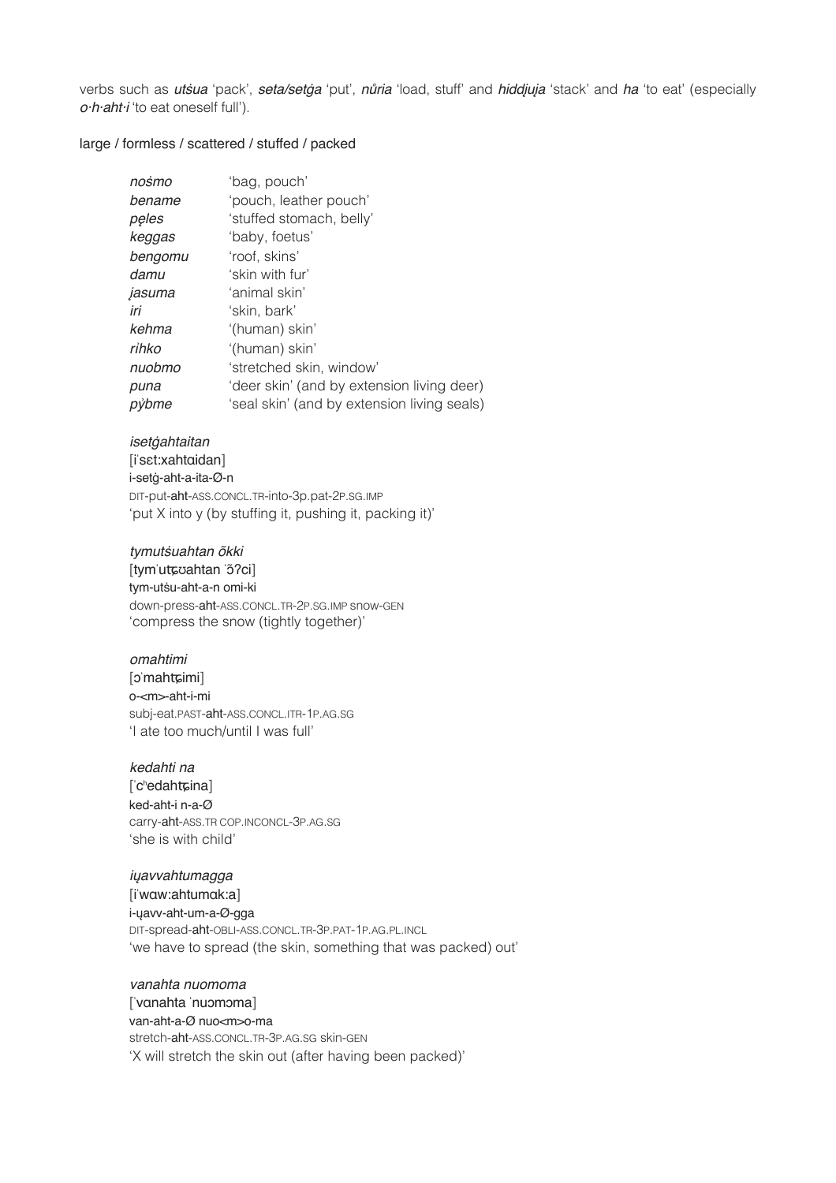verbs such as *utśua* 'pack', *seta/setġa* 'put', *nůria* 'load, stuff' and *hiddjuja* 'stack' and *ha* 'to eat' (especially *o·h·aht·i* 'to eat oneself full').

large / formless / scattered / stuffed / packed

| | |
|---|---|
| *nośmo* | 'bag, pouch' |
| *bename* | 'pouch, leather pouch' |
| *pęles* | 'stuffed stomach, belly' |
| *keggas* | 'baby, foetus' |
| *bengomu* | 'roof, skins' |
| *damu* | 'skin with fur' |
| *jasuma* | 'animal skin' |
| *iri* | 'skin, bark' |
| *kehma* | '(human) skin' |
| *rihko* | '(human) skin' |
| *nuobmo* | 'stretched skin, window' |
| *puna* | 'deer skin' (and by extension living deer) |
| *pẙbme* | 'seal skin' (and by extension living seals) |

*isetġahtaitan*
[iˈsɛt:xahtɑidan]
i-setġ-aht-a-ita-Ø-n
DIT-put-aht-ASS.CONCL.TR-into-3p.pat-2P.SG.IMP
'put X into y (by stuffing it, pushing it, packing it)'

*tymutśuahtan õkki*
[tymˈutɕʊahtan ˈɔ̃ʔci]
tym-utśu-aht-a-n omi-ki
down-press-aht-ASS.CONCL.TR-2P.SG.IMP snow-GEN
'compress the snow (tightly together)'

*omahtimi*
[ɔˈmahtɕimi]
o-<m>-aht-i-mi
subj-eat.PAST-aht-ASS.CONCL.ITR-1P.AG.SG
'I ate too much/until I was full'

*kedahti na*
[ˈcʰedahtɕina]
ked-aht-i n-a-Ø
carry-aht-ASS.TR COP.INCONCL-3P.AG.SG
'she is with child'

*iųavvahtumagga*
[iˈwɑw:ahtumɑk:a]
i-ųavv-aht-um-a-Ø-gga
DIT-spread-aht-OBLI-ASS.CONCL.TR-3P.PAT-1P.AG.PL.INCL
'we have to spread (the skin, something that was packed) out'

*vanahta nuomoma*
[ˈvɑnahta ˈnuɔmɔma]
van-aht-a-Ø nuo<m>o-ma
stretch-aht-ASS.CONCL.TR-3P.AG.SG skin-GEN
'X will stretch the skin out (after having been packed)'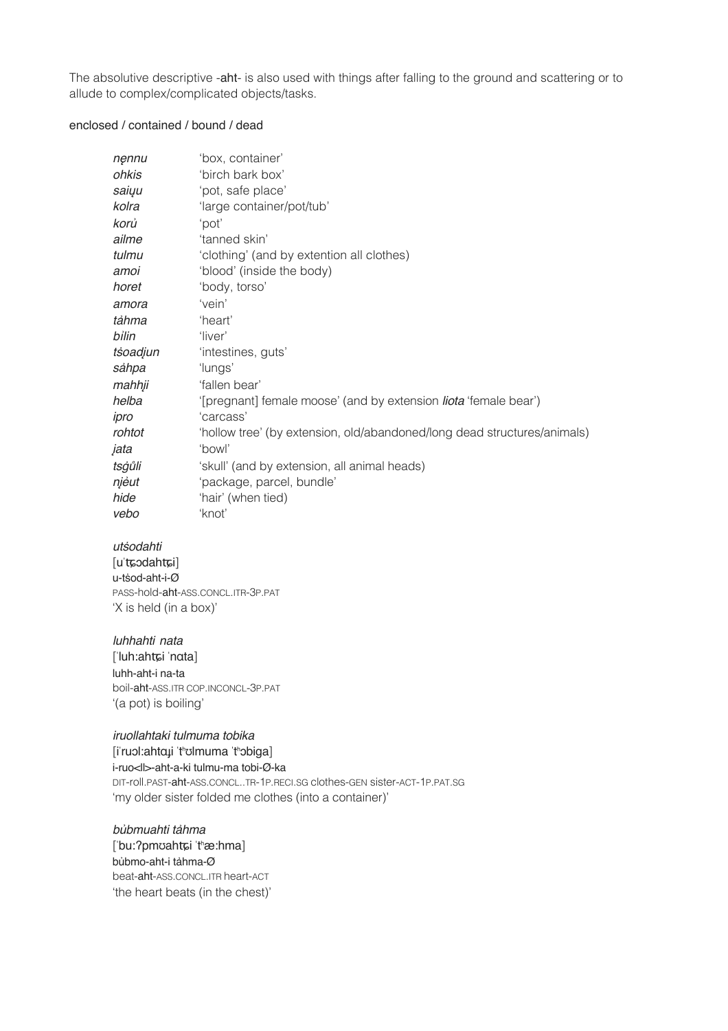The absolutive descriptive -aht- is also used with things after falling to the ground and scattering or to allude to complex/complicated objects/tasks.

enclosed / contained / bound / dead

| | |
|---|---|
| *nẹnnu* | 'box, container' |
| *ohkis* | 'birch bark box' |
| *saiu̯u* | 'pot, safe place' |
| *kolra* | 'large container/pot/tub' |
| *korủ* | 'pot' |
| *ailme* | 'tanned skin' |
| *tulmu* | 'clothing' (and by extention all clothes) |
| *amoi* | 'blood' (inside the body) |
| *horet* | 'body, torso' |
| *amora* | 'vein' |
| *tảhma* | 'heart' |
| *bỉlin* | 'liver' |
| *tśoadjun* | 'intestines, guts' |
| *sảhpa* | 'lungs' |
| *mahhi̯i* | 'fallen bear' |
| *helba* | '[pregnant] female moose' (and by extension *liota* 'female bear') |
| *ipro* | 'carcass' |
| *rohtot* | 'hollow tree' (by extension, old/abandoned/long dead structures/animals) |
| *i̯ata* | 'bowl' |
| *tsġůli* | 'skull' (and by extension, all animal heads) |
| *ni̯ẻut* | 'package, parcel, bundle' |
| *hide* | 'hair' (when tied) |
| *vebo* | 'knot' |

*utśodahti*
[uˈtɕɔdahtɕi]
u-tśod-aht-i-Ø
PASS-hold-aht-ASS.CONCL.ITR-3P.PAT
'X is held (in a box)'

*luhhahti nata*
[ˈluh:ahtɕi ˈnɑta]
luhh-aht-i na-ta
boil-aht-ASS.ITR COP.INCONCL-3P.PAT
'(a pot) is boiling'

*iruollahtaki tulmuma tobika*
[iˈruɔl:ahtɑɟi ˈtʰʊlmuma ˈtʰɔbiga]
i-ruo<ll>-aht-a-ki tulmu-ma tobi-Ø-ka
DIT-roll.PAST-aht-ASS.CONCL..TR-1P.RECI.SG clothes-GEN sister-ACT-1P.PAT.SG
'my older sister folded me clothes (into a container)'

*bủbmuahti tảhma*
[ˈbuː?pmʊahtɕi ˈtʰæ:hma]
bủbmo-aht-i tảhma-Ø
beat-aht-ASS.CONCL.ITR heart-ACT
'the heart beats (in the chest)'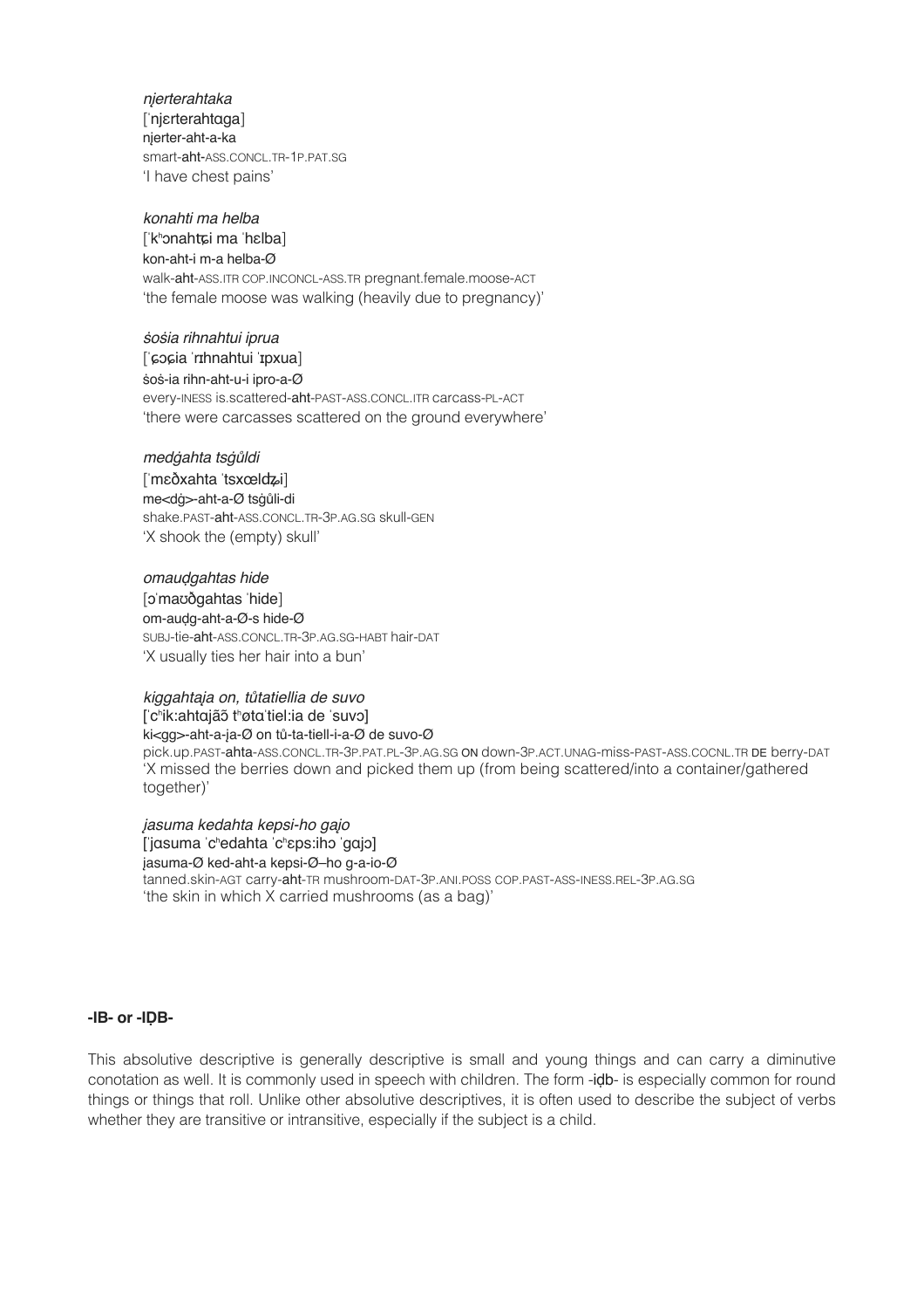*njerterahtaka*
[ˈnjɛrterahtɑga]
njerter-aht-a-ka
smart-**aht**-ASS.CONCL.TR-1P.PAT.SG
'I have chest pains'

*konahti ma helba*
[ˈkʰɔnahtɕi ma ˈhɛlba]
kon-aht-i m-a helba-Ø
walk-**aht**-ASS.ITR COP.INCONCL-ASS.TR pregnant.female.moose-ACT
'the female moose was walking (heavily due to pregnancy)'

*śośia rihnahtui iprua*
[ˈɕɔɕia ˈrɪhnahtui ˈɪpxua]
śoś-ia rihn-aht-u-i ipro-a-Ø
every-INESS is.scattered-**aht**-PAST-ASS.CONCL.ITR carcass-PL-ACT
'there were carcasses scattered on the ground everywhere'

*medġahta tsġůldi*
[ˈmɛðxahta ˈtsxœldʑi]
me<dġ>-aht-a-Ø tsġůli-di
shake.PAST-**aht**-ASS.CONCL.TR-3P.AG.SG skull-GEN
'X shook the (empty) skull'

*omauḍgahtas hide*
[ɔˈmaʊðgahtas ˈhide]
om-auḍg-aht-a-Ø-s hide-Ø
SUBJ-tie-**aht**-ASS.CONCL.TR-3P.AG.SG-HABT hair-DAT
'X usually ties her hair into a bun'

*kiggahtaja on, tůtatiellia de suvo*
[ˈcʰik:ahtɑjãɔ̃ tʰøtɑˈtiel:ia de ˈsuvɔ]
ki<gg>-aht-a-ja-Ø on tů-ta-tiell-i-a-Ø de suvo-Ø
pick.up.PAST-**ahta**-ASS.CONCL.TR-3P.PAT.PL-3P.AG.SG ON down-3P.ACT.UNAG-miss-PAST-ASS.COCNL.TR DE berry-DAT
'X missed the berries down and picked them up (from being scattered/into a container/gathered together)'

*jasuma kedahta kepsi-ho gajo*
[ˈjɑsuma ˈcʰedahta ˈcʰɛps:ihɔ ˈgɑjɔ]
jasuma-Ø ked-aht-a kepsi-Ø–ho g-a-io-Ø
tanned.skin-AGT carry-**aht**-TR mushroom-DAT-3P.ANI.POSS COP.PAST-ASS-INESS.REL-3P.AG.SG
'the skin in which X carried mushrooms (as a bag)'

## -IB- or -IḌB-

This absolutive descriptive is generally descriptive is small and young things and can carry a diminutive conotation as well. It is commonly used in speech with children. The form -**iḍb**- is especially common for round things or things that roll. Unlike other absolutive descriptives, it is often used to describe the subject of verbs whether they are transitive or intransitive, especially if the subject is a child.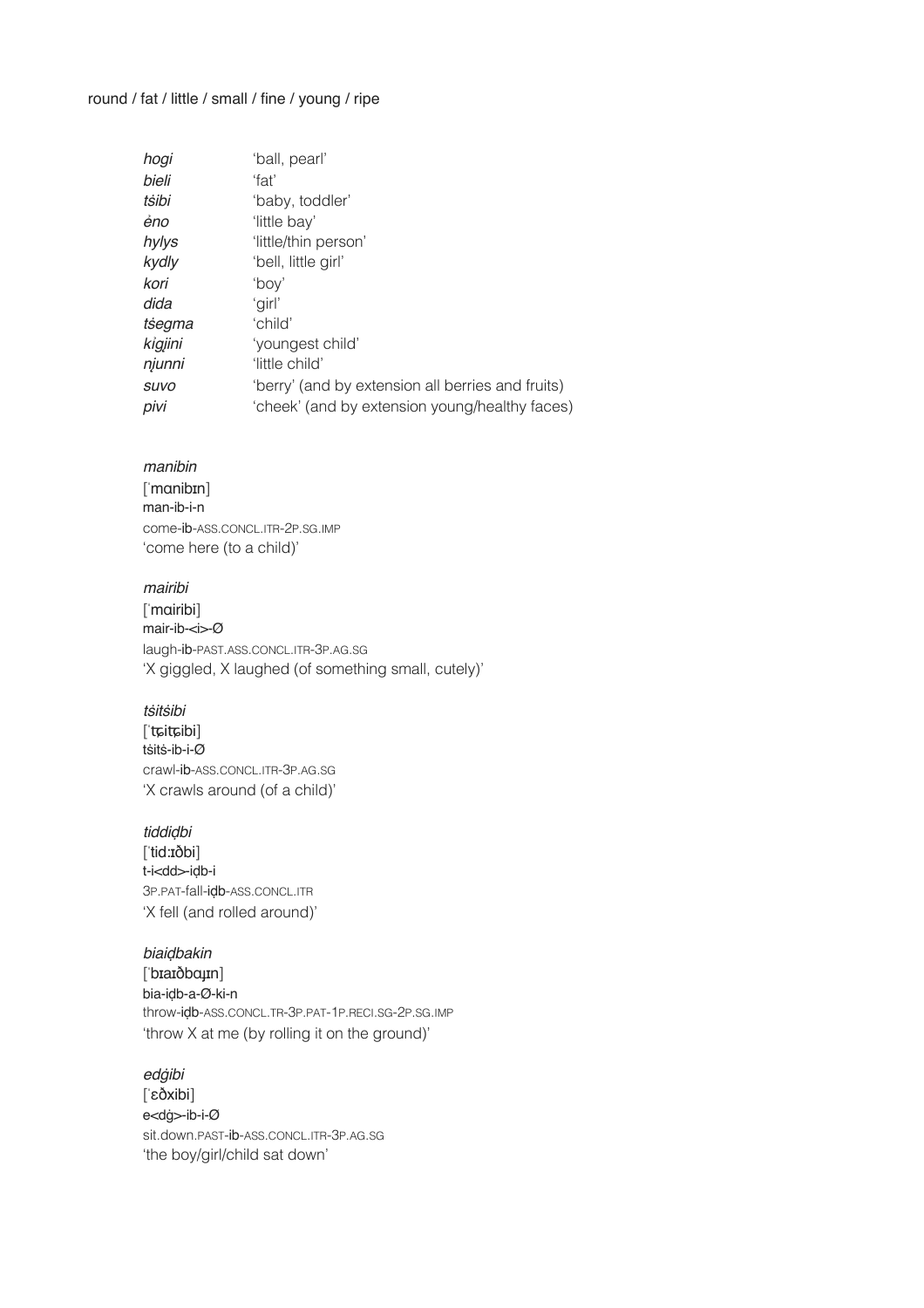round / fat / little / small / fine / young / ripe

| | |
|---|---|
| *hogi* | 'ball, pearl' |
| *bieli* | 'fat' |
| *tṡibi* | 'baby, toddler' |
| *ėno* | 'little bay' |
| *hylys* | 'little/thin person' |
| *kydly* | 'bell, little girl' |
| *kori* | 'boy' |
| *dida* | 'girl' |
| *tṡegma* | 'child' |
| *kiġjini* | 'youngest child' |
| *njunni* | 'little child' |
| *suvo* | 'berry' (and by extension all berries and fruits) |
| *pivi* | 'cheek' (and by extension young/healthy faces) |

*manibin*
[ˈmɑnibɪn]
man-ib-i-n
come-**ib**-ASS.CONCL.ITR-2P.SG.IMP
'come here (to a child)'

*mairibi*
[ˈmɑiribi]
mair-ib-<i>-Ø
laugh-**ib**-PAST.ASS.CONCL.ITR-3P.AG.SG
'X giggled, X laughed (of something small, cutely)'

*tṡitṡibi*
[ˈʈʂitʂibi]
tṡitṡ-ib-i-Ø
crawl-**ib**-ASS.CONCL.ITR-3P.AG.SG
'X crawls around (of a child)'

*tiddiḍbi*
[ˈtidːɪðbi]
t-i<dd>-iḍb-i
3P.PAT-fall-**iḍb**-ASS.CONCL.ITR
'X fell (and rolled around)'

*biaiḍbakin*
[ˈbɪaɪðbɑɟɪn]
bia-iḍb-a-Ø-ki-n
throw-**iḍb**-ASS.CONCL.TR-3P.PAT-1P.RECI.SG-2P.SG.IMP
'throw X at me (by rolling it on the ground)'

*edġibi*
[ˈɛðxibi]
e<dġ>-ib-i-Ø
sit.down.PAST-**ib**-ASS.CONCL.ITR-3P.AG.SG
'the boy/girl/child sat down'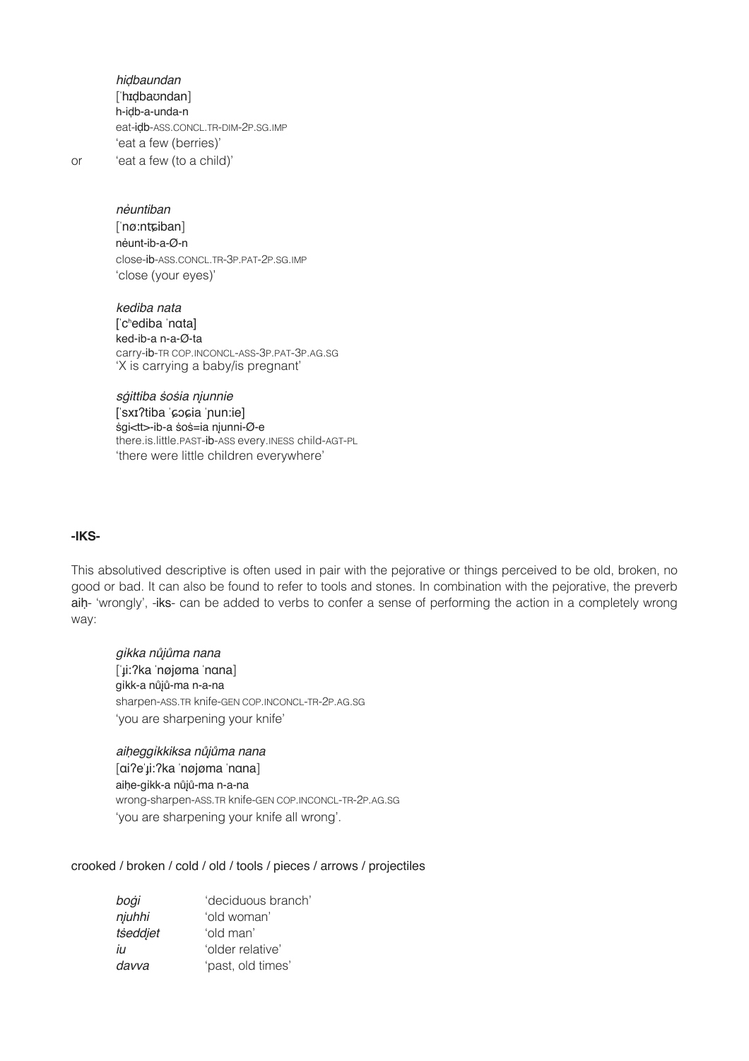*hiḍbaundan*
[ˈhɪḍbaʊndan]
h-iḍb-a-unda-n
eat-iḍb-ASS.CONCL.TR-DIM-2P.SG.IMP
'eat a few (berries)'

or 'eat a few (to a child)'

*nėuntiban*
[ˈnøːntɕiban]
nėunt-ib-a-Ø-n
close-ib-ASS.CONCL.TR-3P.PAT-2P.SG.IMP
'close (your eyes)'

*kediba nata*
[ˈcʰediba ˈnɑta]
ked-ib-a n-a-Ø-ta
carry-ib-TR COP.INCONCL-ASS-3P.PAT-3P.AG.SG
'X is carrying a baby/is pregnant'

*sġittiba śośia njunnie*
[ˈsxɪʔtiba ˈɕɔɕia ˈɲunːie]
śgi<tt>-ib-a śoś=ia njunni-Ø-e
there.is.little.PAST-ib-ASS every.INESS child-AGT-PL
'there were little children everywhere'

### -IKS-

This absolutived descriptive is often used in pair with the pejorative or things perceived to be old, broken, no good or bad. It can also be found to refer to tools and stones. In combination with the pejorative, the preverb **aiḥ-** 'wrongly', -**iks**- can be added to verbs to confer a sense of performing the action in a completely wrong way:

*gikka nůjůma nana*
[ˈɟiːʔka ˈnøjøma ˈnɑna]
gikk-a nůjů-ma n-a-na
sharpen-ASS.TR knife-GEN COP.INCONCL-TR-2P.AG.SG
'you are sharpening your knife'

*aiḥeggikkiksa nůjůma nana*
[ɑiʔeˈɟiːʔka ˈnøjøma ˈnɑna]
aiḥe-gikk-a nůjů-ma n-a-na
wrong-sharpen-ASS.TR knife-GEN COP.INCONCL-TR-2P.AG.SG
'you are sharpening your knife all wrong'.

crooked / broken / cold / old / tools / pieces / arrows / projectiles

| | |
|---|---|
| *boġi* | 'deciduous branch' |
| *njuhhi* | 'old woman' |
| *tśeddjet* | 'old man' |
| *iu* | 'older relative' |
| *davva* | 'past, old times' |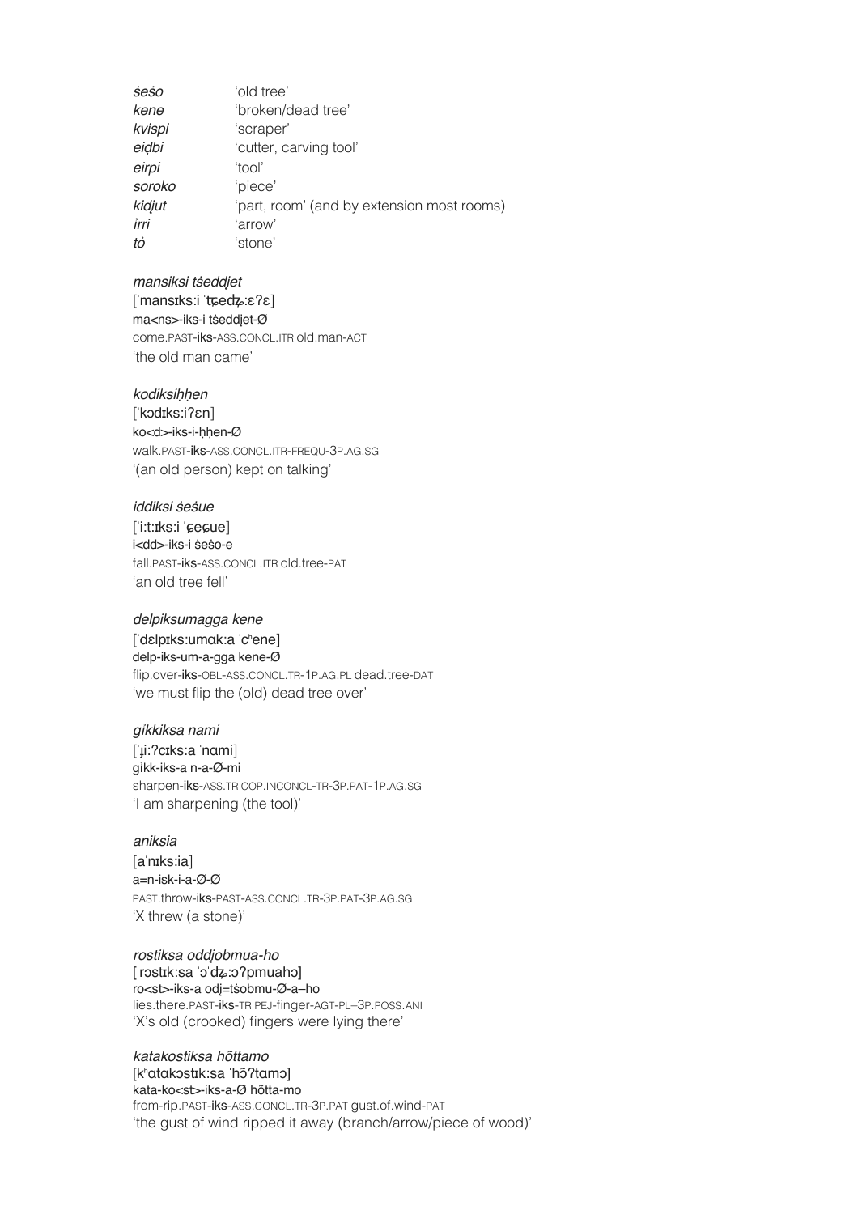| | |
|---|---|
| *śeśo* | 'old tree' |
| *kene* | 'broken/dead tree' |
| *kvispi* | 'scraper' |
| *eiḍbi* | 'cutter, carving tool' |
| *eirpi* | 'tool' |
| *soroko* | 'piece' |
| *kidjut* | 'part, room' (and by extension most rooms) |
| *irri* | 'arrow' |
| *tȯ* | 'stone' |

*mansiksi tśeddjet*
[ˈmansɪks:i ˈtɕedʑ:ɛʔɛ]
ma<ns>-iks-i tśeddjet-Ø
come.PAST-iks-ASS.CONCL.ITR old.man-ACT
'the old man came'

*kodiksiḥḥen*
[ˈkɔdɪks:iʔɛn]
ko<d>-iks-i-ḥḥen-Ø
walk.PAST-iks-ASS.CONCL.ITR-FREQU-3P.AG.SG
'(an old person) kept on talking'

*iddiksi śeśue*
[ˈi:t:ɪks:i ˈɕeɕue]
i<dd>-iks-i śeśo-e
fall.PAST-iks-ASS.CONCL.ITR old.tree-PAT
'an old tree fell'

*delpiksumagga kene*
[ˈdɛlpɪks:umɑk:a ˈcʰene]
delp-iks-um-a-gga kene-Ø
flip.over-iks-OBL-ASS.CONCL.TR-1P.AG.PL dead.tree-DAT
'we must flip the (old) dead tree over'

*gikkiksa nami*
[ˈɟi:ʔcɪks:a ˈnɑmi]
gikk-iks-a n-a-Ø-mi
sharpen-iks-ASS.TR COP.INCONCL-TR-3P.PAT-1P.AG.SG
'I am sharpening (the tool)'

*aniksia*
[aˈnɪks:ia]
a=n-isk-i-a-Ø-Ø
PAST.throw-iks-PAST-ASS.CONCL.TR-3P.PAT-3P.AG.SG
'X threw (a stone)'

*rostiksa oddjobmua-ho*
[ˈrɔstɪk:sa ˈɔˈdʑ:ɔʔpmuahɔ]
ro<st>-iks-a odj=tśobmu-Ø-a–ho
lies.there.PAST-iks-TR PEJ-finger-AGT-PL–3P.POSS.ANI
'X's old (crooked) fingers were lying there'

*katakostiksa hõttamo*
[kʰɑtɑkɔstɪk:sa ˈhɔ̃ʔtɑmɔ]
kata-ko<st>-iks-a-Ø hõtta-mo
from-rip.PAST-iks-ASS.CONCL.TR-3P.PAT gust.of.wind-PAT
'the gust of wind ripped it away (branch/arrow/piece of wood)'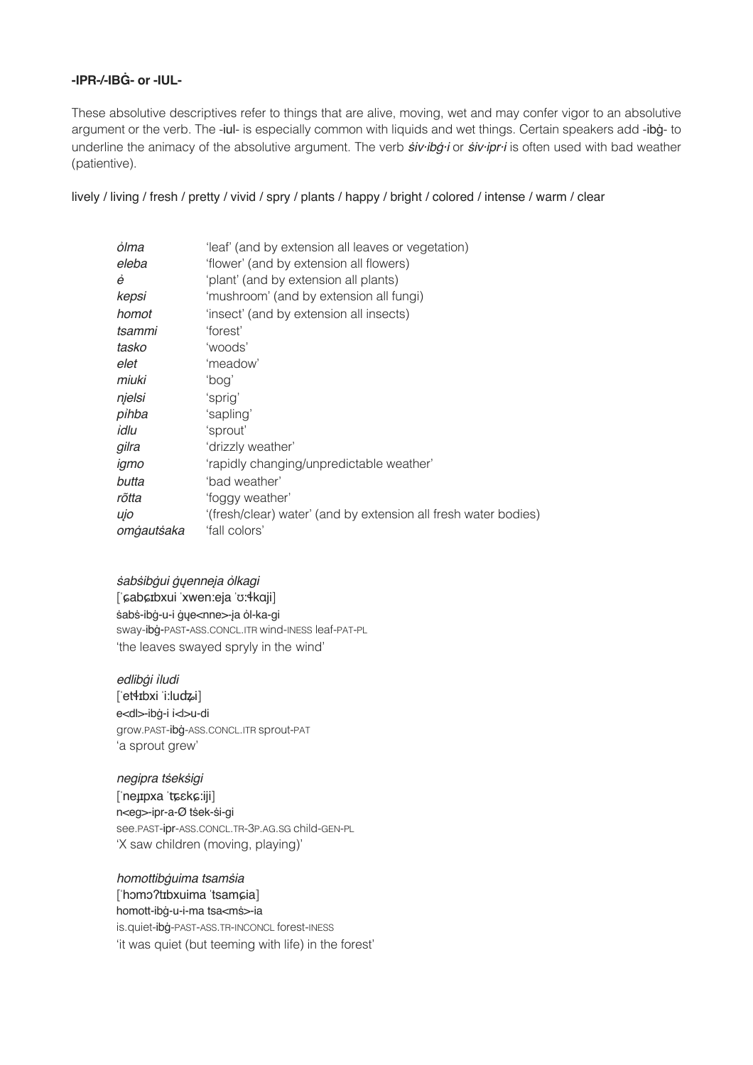**-IPR-/-IBĠ- or -IUL-**

These absolutive descriptives refer to things that are alive, moving, wet and may confer vigor to an absolutive argument or the verb. The -iul- is especially common with liquids and wet things. Certain speakers add -ibġ- to underline the animacy of the absolutive argument. The verb *śiv·ibġ·i* or *śiv·ipr·i* is often used with bad weather (patientive).

lively / living / fresh / pretty / vivid / spry / plants / happy / bright / colored / intense / warm / clear

| | |
|---|---|
| *ȯlma* | 'leaf' (and by extension all leaves or vegetation) |
| *eleba* | 'flower' (and by extension all flowers) |
| *ė* | 'plant' (and by extension all plants) |
| *kepsi* | 'mushroom' (and by extension all fungi) |
| *homot* | 'insect' (and by extension all insects) |
| *tsammi* | 'forest' |
| *tasko* | 'woods' |
| *elet* | 'meadow' |
| *miuki* | 'bog' |
| *nįelsi* | 'sprig' |
| *pihba* | 'sapling' |
| *idlu* | 'sprout' |
| *gilra* | 'drizzly weather' |
| *igmo* | 'rapidly changing/unpredictable weather' |
| *butta* | 'bad weather' |
| *rõtta* | 'foggy weather' |
| *ųjo* | '(fresh/clear) water' (and by extension all fresh water bodies) |
| *omġautśaka* | 'fall colors' |

*śabśibġui ġųenneja ȯlkagi*
[ˈɕabɕɪbxui ˈxwen:eja ˈʊ:ɬkɑji]
śabś-ibġ-u-i ġųe<nne>-ja ȯl-ka-gi
sway-ibġ-PAST-ASS.CONCL.ITR wind-INESS leaf-PAT-PL
'the leaves swayed spryly in the wind'

*edlibġi iludi*
[ˈetɬɪbxi ˈi:luʥi]
e<dl>-ibġ-i i<l>u-di
grow.PAST-ibġ-ASS.CONCL.ITR sprout-PAT
'a sprout grew'

*negipra tśekśigi*
[ˈneɟɪpxa ˈʨɛkɕ:iji]
n<eg>-ipr-a-Ø tśek-śi-gi
see.PAST-ipr-ASS.CONCL.TR-3P.AG.SG child-GEN-PL
'X saw children (moving, playing)'

*homottibġuima tsamśia*
[ˈhɔmɔʔtɪbxuima ˈtsamɕia]
homott-ibġ-u-i-ma tsa<mś>-ia
is.quiet-ibġ-PAST-ASS.TR-INCONCL forest-INESS
'it was quiet (but teeming with life) in the forest'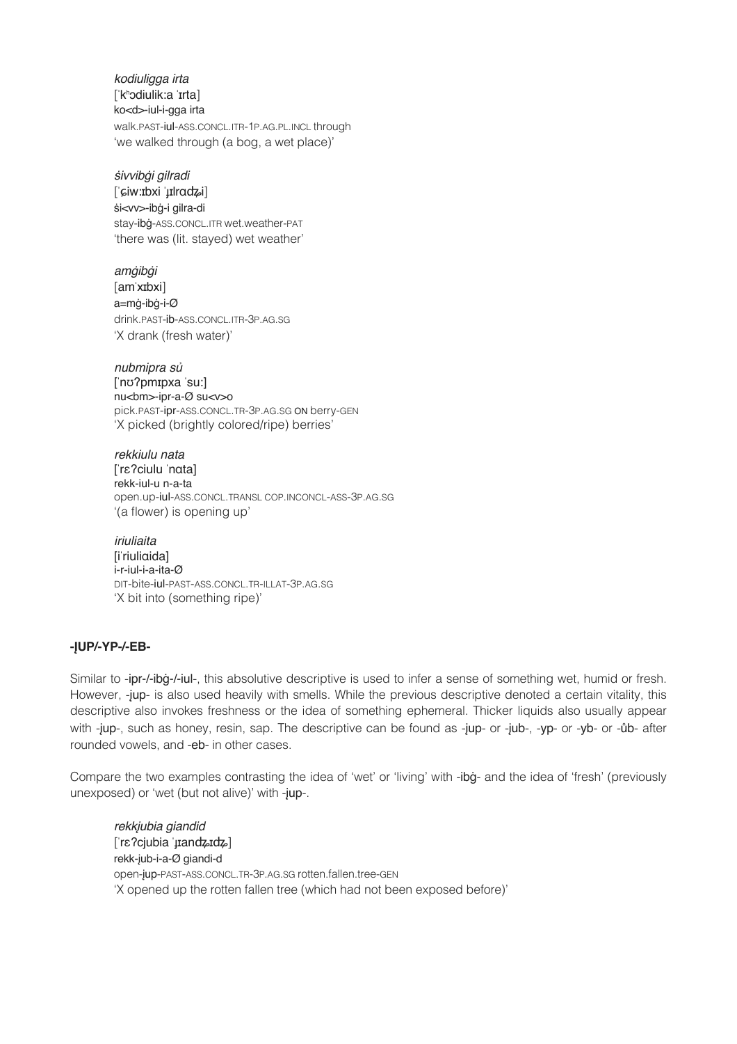*kodiuligga irta*
[ˈkʰɔdiulikːa ˈɪrta]
ko<d>-iul-i-gga irta
walk.PAST-iul-ASS.CONCL.ITR-1P.AG.PL.INCL through
'we walked through (a bog, a wet place)'

*śivvibġi gilradi*
[ˈɕiwːɪbxi ˈɹɪlrɑʥi]
śi<vv>-ibġ-i gilra-di
stay-ibġ-ASS.CONCL.ITR wet.weather-PAT
'there was (lit. stayed) wet weather'

*amġibġi*
[amˈxɪbxi]
a=mġ-ibġ-i-Ø
drink.PAST-ib-ASS.CONCL.ITR-3P.AG.SG
'X drank (fresh water)'

*nubmipra sů*
[ˈnʊʔpmɪpxa ˈsuː]
nu<bm>-ipr-a-Ø su<v>o
pick.PAST-ipr-ASS.CONCL.TR-3P.AG.SG ON berry-GEN
'X picked (brightly colored/ripe) berries'

*rekkiulu nata*
[ˈrɛʔciulu ˈnɑta]
rekk-iul-u n-a-ta
open.up-iul-ASS.CONCL.TRANSL COP.INCONCL-ASS-3P.AG.SG
'(a flower) is opening up'

*iriuliaita*
[iˈriuliɑida]
i-r-iul-i-a-ita-Ø
DIT-bite-iul-PAST-ASS.CONCL.TR-ILLAT-3P.AG.SG
'X bit into (something ripe)'

**-ĮUP/-YP-/-EB-**

Similar to -ipr-/-ibġ-/-iul-, this absolutive descriptive is used to infer a sense of something wet, humid or fresh. However, -įup- is also used heavily with smells. While the previous descriptive denoted a certain vitality, this descriptive also invokes freshness or the idea of something ephemeral. Thicker liquids also usually appear with -įup-, such as honey, resin, sap. The descriptive can be found as -įup- or -įub-, -yp- or -yb- or -ůb- after rounded vowels, and -eb- in other cases.

Compare the two examples contrasting the idea of 'wet' or 'living' with -ibġ- and the idea of 'fresh' (previously unexposed) or 'wet (but not alive)' with -įup-.

*rekkįubia giandid*
[ˈrɛʔcjubia ˈɹandʑɪdʑ]
rekk-įub-i-a-Ø giandi-d
open-įup-PAST-ASS.CONCL.TR-3P.AG.SG rotten.fallen.tree-GEN
'X opened up the rotten fallen tree (which had not been exposed before)'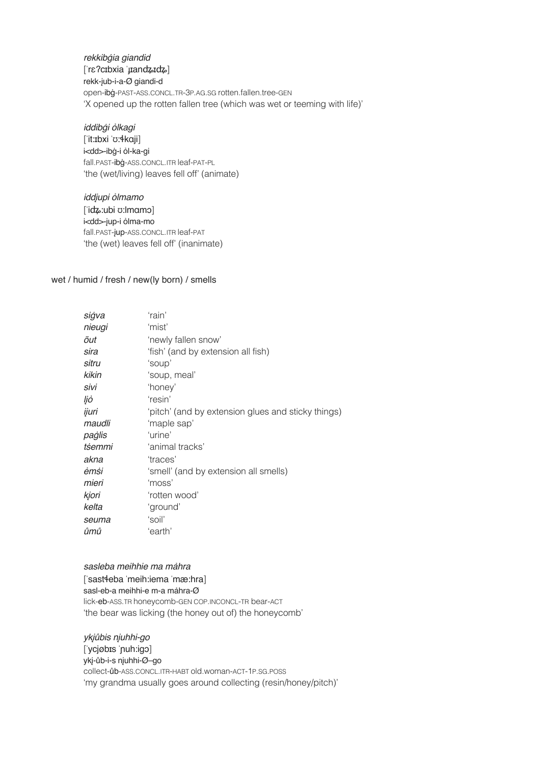*rekkibġia giandid*
[ˈrɛʔcɪbxia ˈɹandʑɪdʑ]
rekk-ịub-i-a-Ø giandi-d
open-ibġ-PAST-ASS.CONCL.TR-3P.AG.SG rotten.fallen.tree-GEN
'X opened up the rotten fallen tree (which was wet or teeming with life)'

*iddibġi ȯlkagi*
[ˈitːɪbxi ˈʊːɬkɑji]
i<dd>-ibġ-i ȯl-ka-gi
fall.PAST-ibġ-ASS.CONCL.ITR leaf-PAT-PL
'the (wet/living) leaves fell off' (animate)

*iddịupi ȯlmamo*
[ˈidʑːubi ʊːlmɑmɔ]
i<dd>-ịup-i ȯlma-mo
fall.PAST-ịup-ASS.CONCL.ITR leaf-PAT
'the (wet) leaves fell off' (inanimate)

wet / humid / fresh / new(ly born) / smells

| | |
|---|---|
| *siġva* | 'rain' |
| *nieugi* | 'mist' |
| *õut* | 'newly fallen snow' |
| *sira* | 'fish' (and by extension all fish) |
| *sitru* | 'soup' |
| *kikin* | 'soup, meal' |
| *sivi* | 'honey' |
| *ḷiȯ* | 'resin' |
| *ịjuri* | 'pitch' (and by extension glues and sticky things) |
| *maudli* | 'maple sap' |
| *paġlis* | 'urine' |
| *tṡemmi* | 'animal tracks' |
| *akna* | 'traces' |
| *ėmṡi* | 'smell' (and by extension all smells) |
| *mieri* | 'moss' |
| *ḳiori* | 'rotten wood' |
| *kelta* | 'ground' |
| *seuma* | 'soil' |
| *ůmů* | 'earth' |

*sasleba meihhie ma mȧhra*
[ˈsastɬeba ˈmeih:iema ˈmæ:hra]
sasl-eb-a meihhi-e m-a mȧhra-Ø
lick-eb-ASS.TR honeycomb-GEN COP.INCONCL-TR bear-ACT
'the bear was licking (the honey out of) the honeycomb'

*ykḳůbis nḷuhhi-go*
[ˈycjøbɪs ˈɲuh:igɔ]
ykḳ-ůb-i-s nḷuhhi-Ø–go
collect-ůb-ASS.CONCL.ITR-HABT old.woman-ACT-1P.SG.POSS
'my grandma usually goes around collecting (resin/honey/pitch)'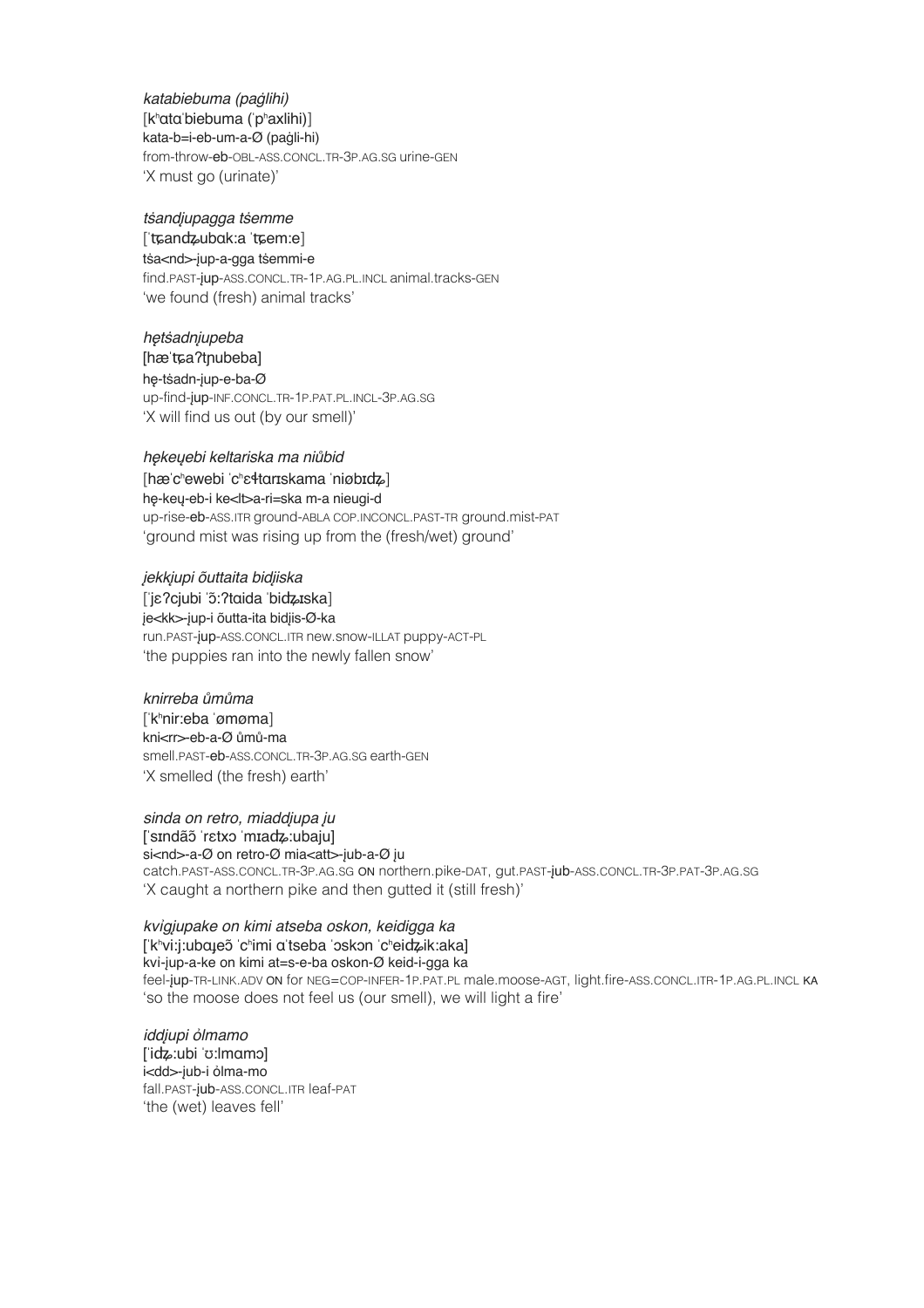*katabiebuma (paġlihi)*
[kʰɑtɑˈbiebuma (ˈpʰaxlihi)]
kata-b=i-eb-um-a-Ø (paġli-hi)
from-throw-eb-OBL-ASS.CONCL.TR-3P.AG.SG urine-GEN
'X must go (urinate)'

*tśandjupagga tśemme*
[ˈtɕandʑubɑk:a ˈtɕem:e]
tśa<nd>-ju̧p-a-gga tśemmi-e
find.PAST-ju̧p-ASS.CONCL.TR-1P.AG.PL.INCL animal.tracks-GEN
'we found (fresh) animal tracks'

*hȩtśadnjupeba*
[hæˈtɕaʔtɲubeba]
hȩ-tśadn-ju̧p-e-ba-Ø
up-find-ju̧p-INF.CONCL.TR-1P.PAT.PL.INCL-3P.AG.SG
'X will find us out (by our smell)'

*hȩkeu̧ebi keltariska ma niůbid*
[hæˈcʰewebi ˈcʰɛɬtɑrɪskama ˈniøbɪdʑ]
hȩ-keu̧-eb-i ke<lt>a-ri=ska m-a nieugi-d
up-rise-eb-ASS.ITR ground-ABLA COP.INCONCL.PAST-TR ground.mist-PAT
'ground mist was rising up from the (fresh/wet) ground'

*ȷ̧ekkjupi õuttaita bidjiska*
[ˈjɛʔcjubi ˈɔ̃:ʔtɑida ˈbidʑɪska]
ȷ̧e<kk>-ju̧p-i õutta-ita bidjis-Ø-ka
run.PAST-ju̧p-ASS.CONCL.ITR new.snow-ILLAT puppy-ACT-PL
'the puppies ran into the newly fallen snow'

*knirreba ůmůma*
[ˈkʰnir:eba ˈømøma]
kni<rr>-eb-a-Ø ůmů-ma
smell.PAST-eb-ASS.CONCL.TR-3P.AG.SG earth-GEN
'X smelled (the fresh) earth'

*sinda on retro, miaddjupa ȷ̧u*
[ˈsɪndãɔ̃ ˈrɛtxɔ ˈmɪadʑ:ubaju]
si<nd>-a-Ø on retro-Ø mia<att>-jub-a-Ø ȷ̧u
catch.PAST-ASS.CONCL.TR-3P.AG.SG ON northern.pike-DAT, gut.PAST-jub-ASS.CONCL.TR-3P.PAT-3P.AG.SG
'X caught a northern pike and then gutted it (still fresh)'

*kvi̧jupake on kimi atseba oskon, keidigga ka*
[ˈkʰvi:j:ubɑɹeɔ̃ ˈcʰimi ɑˈtseba ˈɔskɔn ˈcʰeidʑik:aka]
kvi-ju̧p-a-ke on kimi at=s-e-ba oskon-Ø keid-i-gga ka
feel-ju̧p-TR-LINK.ADV ON for NEG=COP-INFER-1P.PAT.PL male.moose-AGT, light.fire-ASS.CONCL.ITR-1P.AG.PL.INCL KA
'so the moose does not feel us (our smell), we will light a fire'

*iddjupi ȯlmamo*
[ˈidʑ:ubi ˈʊ:lmɑmɔ]
i<dd>-jub-i ȯlma-mo
fall.PAST-jub-ASS.CONCL.ITR leaf-PAT
'the (wet) leaves fell'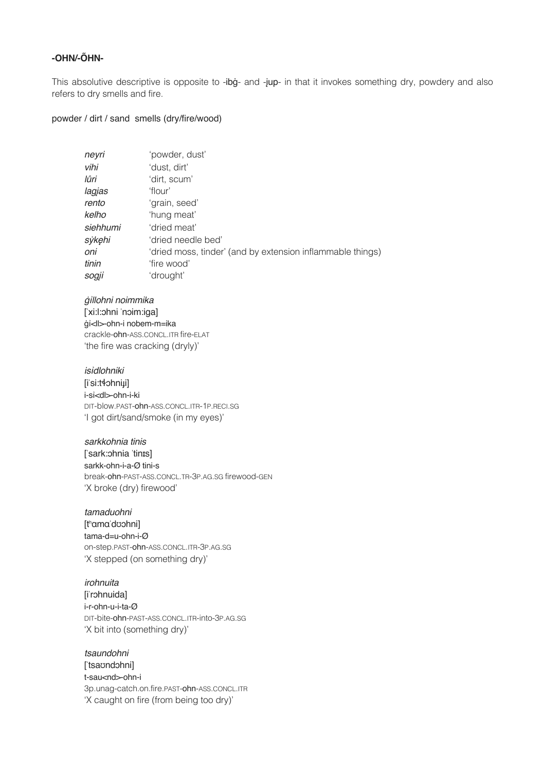**-OHN/-ÕHN-**

This absolutive descriptive is opposite to -ibġ- and -jup- in that it invokes something dry, powdery and also refers to dry smells and fire.

powder / dirt / sand smells (dry/fire/wood)

| | |
|---|---|
| *neyri* | 'powder, dust' |
| *vihi* | 'dust, dirt' |
| *lůri* | 'dirt, scum' |
| *lagjas* | 'flour' |
| *rento* | 'grain, seed' |
| *kelho* | 'hung meat' |
| *siehhumi* | 'dried meat' |
| *sẙkęhi* | 'dried needle bed' |
| *oni* | 'dried moss, tinder' (and by extension inflammable things) |
| *tinin* | 'fire wood' |
| *sogji* | 'drought' |

*ġillohni noimmika*
[ˈxiːlːɔhni ˈnɔimːiga]
ġi<ll>-ohn-i nobem-m=ika
crackle-**ohn**-ASS.CONCL.ITR fire-ELAT
'the fire was cracking (dryly)'

*isidlohniki*
[iˈsiːtɬɔhniɟi]
i-si<dl>-ohn-i-ki
DIT-blow.PAST-**ohn**-ASS.CONCL.ITR-1P.RECI.SG
'I got dirt/sand/smoke (in my eyes)'

*sarkkohnia tinis*
[ˈsarkːɔhnia ˈtinɪs]
sarkk-ohn-i-a-Ø tini-s
break-**ohn**-PAST-ASS.CONCL.TR-3P.AG.SG firewood-GEN
'X broke (dry) firewood'

*tamaduohni*
[tʰɑmɑˈdʊɔhni]
tama-d=u-ohn-i-Ø
on-step.PAST-**ohn**-ASS.CONCL.ITR-3P.AG.SG
'X stepped (on something dry)'

*irohnuita*
[iˈrɔhnuida]
i-r-ohn-u-i-ta-Ø
DIT-bite-**ohn**-PAST-ASS.CONCL.ITR-into-3P.AG.SG
'X bit into (something dry)'

*tsaundohni*
[ˈtsaʊndɔhni]
t-sau<nd>-ohn-i
3p.unag-catch.on.fire.PAST-**ohn**-ASS.CONCL.ITR
'X caught on fire (from being too dry)'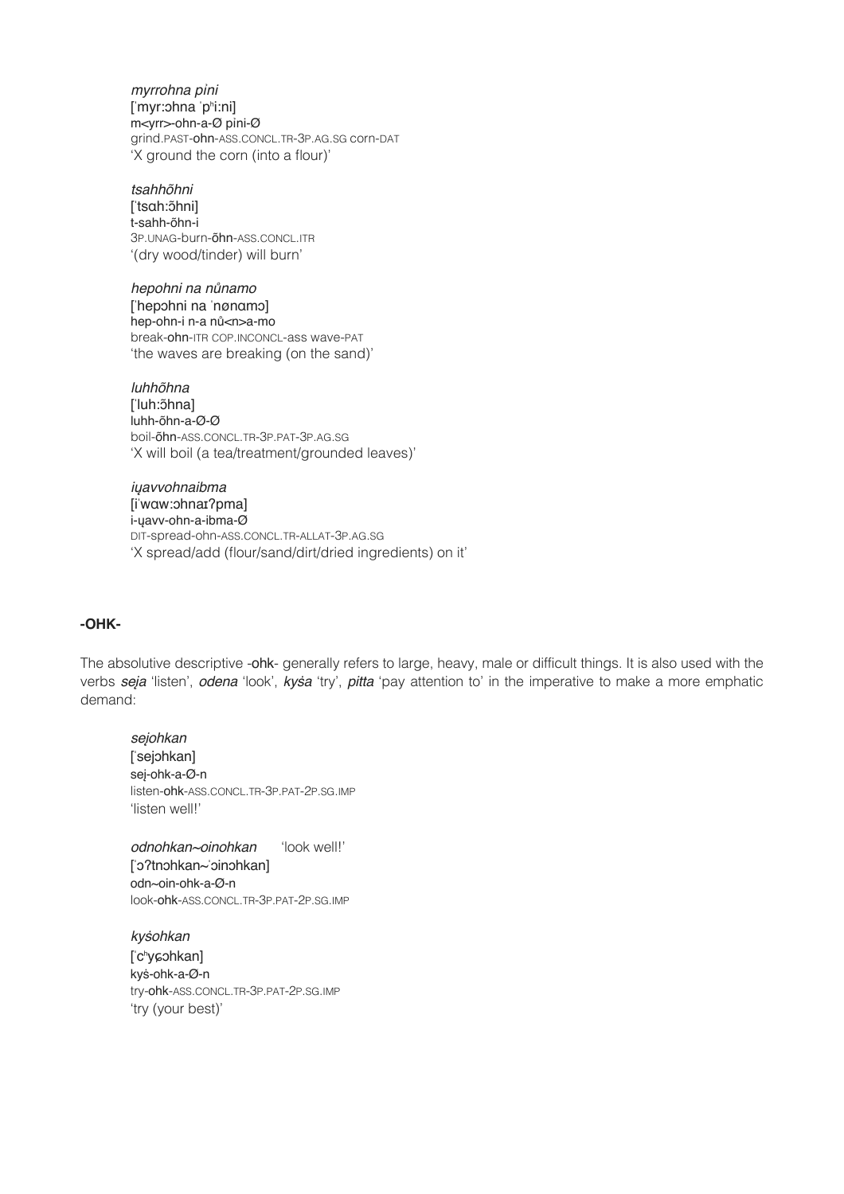*myrrohna pịni*
[ˈmyrːɔhna ˈpʰiːni]
m<yrr>-ohn-a-Ø pini-Ø
grind.PAST-**ohn**-ASS.CONCL.TR-3P.AG.SG corn-DAT
'X ground the corn (into a flour)'

*tsahhõhni*
[ˈtsɑhːɔ̃hni]
t-sahh-õhn-i
3P.UNAG-burn-**õhn**-ASS.CONCL.ITR
'(dry wood/tinder) will burn'

*hepohni na nů̊namo*
[ˈhepɔhni na ˈnønɑmɔ]
hep-ohn-i n-a nů<n>a-mo
break-**ohn**-ITR COP.INCONCL-ass wave-PAT
'the waves are breaking (on the sand)'

*luhhõhna*
[ˈluhːɔ̃hna]
luhh-õhn-a-Ø-Ø
boil-**õhn**-ASS.CONCL.TR-3P.PAT-3P.AG.SG
'X will boil (a tea/treatment/grounded leaves)'

*iụavvohnaibma*
[iˈwɑwːɔhnaɪʔpma]
i-ụavv-ohn-a-ibma-Ø
DIT-spread-ohn-ASS.CONCL.TR-ALLAT-3P.AG.SG
'X spread/add (flour/sand/dirt/dried ingredients) on it'

**-OHK-**

The absolutive descriptive -**ohk**- generally refers to large, heavy, male or difficult things. It is also used with the verbs *seja* 'listen', *odena* 'look', *kyśa* 'try', *pitta* 'pay attention to' in the imperative to make a more emphatic demand:

*sejohkan*
[ˈsejɔhkan]
sej-ohk-a-Ø-n
listen-**ohk**-ASS.CONCL.TR-3P.PAT-2P.SG.IMP
'listen well!'

*odnohkan~oinohkan* 'look well!'
[ˈɔʔtnɔhkan~ˈɔinɔhkan]
odn~oin-ohk-a-Ø-n
look-**ohk**-ASS.CONCL.TR-3P.PAT-2P.SG.IMP

*kyśohkan*
[ˈcʰyɕɔhkan]
kyś-ohk-a-Ø-n
try-**ohk**-ASS.CONCL.TR-3P.PAT-2P.SG.IMP
'try (your best)'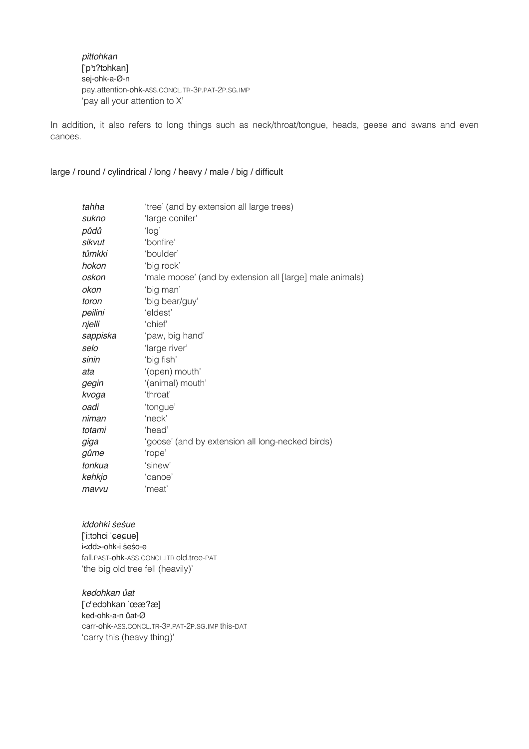*pittohkan*
[ˈpʰɪʔtɔhkan]
sej-ohk-a-Ø-n
pay.attention-**ohk**-ASS.CONCL.TR-3P.PAT-2P.SG.IMP
'pay all your attention to X'

In addition, it also refers to long things such as neck/throat/tongue, heads, geese and swans and even canoes.

large / round / cylindrical / long / heavy / male / big / difficult

| | |
|---|---|
| *tahha* | 'tree' (and by extension all large trees) |
| *sukno* | 'large conifer' |
| *pů̊dů̊* | 'log' |
| *sikvut* | 'bonfire' |
| *tůmkki* | 'boulder' |
| *hokon* | 'big rock' |
| *oskon* | 'male moose' (and by extension all [large] male animals) |
| *okon* | 'big man' |
| *toron* | 'big bear/guy' |
| *peilini* | 'eldest' |
| *ņjelli* | 'chief' |
| *sappiska* | 'paw, big hand' |
| *selo* | 'large river' |
| *sinin* | 'big fish' |
| *ata* | '(open) mouth' |
| *gegin* | '(animal) mouth' |
| *kvoga* | 'throat' |
| *oadi* | 'tongue' |
| *niman* | 'neck' |
| *totami* | 'head' |
| *giga* | 'goose' (and by extension all long-necked birds) |
| *gůme* | 'rope' |
| *tonkua* | 'sinew' |
| *kehkjo* | 'canoe' |
| *mavvu* | 'meat' |

*iddohki śeśue*
[ˈiːtɔhci ˈɕeɕue]
i<dd>-ohk-i śeśo-e
fall.PAST-**ohk**-ASS.CONCL.ITR old.tree-PAT
'the big old tree fell (heavily)'

*kedohkan ůat*
[ˈcʰedɔhkan ˈœæʔæ]
ked-ohk-a-n ůat-Ø
carr-**ohk**-ASS.CONCL.TR-3P.PAT-2P.SG.IMP this-DAT
'carry this (heavy thing)'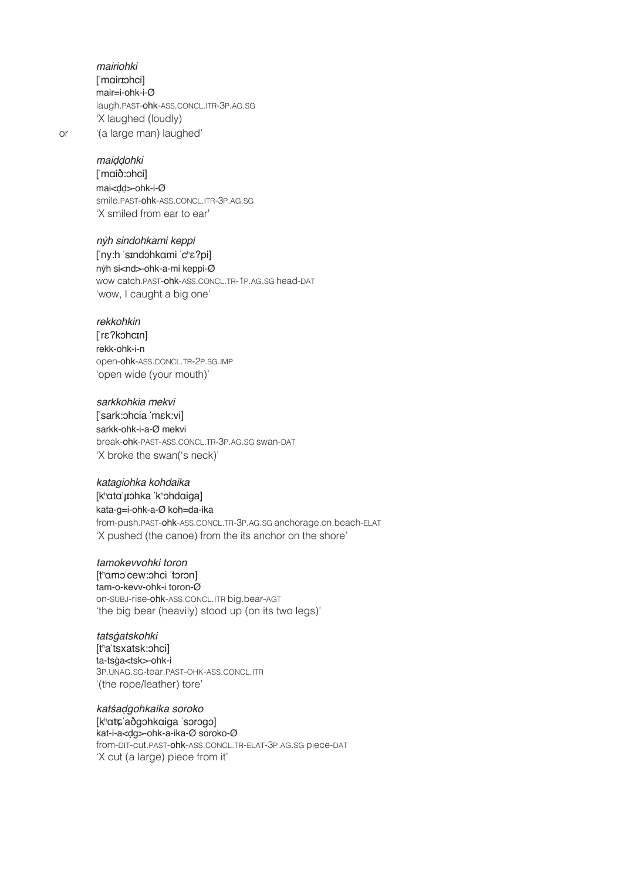*mairiohki*
[ˈmɑirɪɔhci]
mair=i-ohk-i-Ø
laugh.PAST-**ohk**-ASS.CONCL.ITR-3P.AG.SG
'X laughed (loudly)
or '(a large man) laughed'

*maiḍḍohki*
[ˈmɑið:ɔhci]
mai<ḍḍ>-ohk-i-Ø
smile.PAST-**ohk**-ASS.CONCL.ITR-3P.AG.SG
'X smiled from ear to ear'

*nẏh sindohkami keppi*
[ˈny:h ˈsɪndɔhkɑmi ˈcʰɛʔpi]
nẏh si<nd>-ohk-a-mi keppi-Ø
wow catch.PAST-**ohk**-ASS.CONCL.TR-1P.AG.SG head-DAT
'wow, I caught a big one'

*rekkohkin*
[ˈrɛʔkɔhcɪn]
rekk-ohk-i-n
open-**ohk**-ASS.CONCL.TR-2P.SG.IMP
'open wide (your mouth)'

*sarkkohkia mekvi*
[ˈsark:ɔhcia ˈmɛk:vi]
sarkk-ohk-i-a-Ø mekvi
break-**ohk**-PAST-ASS.CONCL.TR-3P.AG.SG swan-DAT
'X broke the swan('s neck)'

*katagiohka kohdaika*
[kʰɑtɑˈɟɪɔhka ˈkʰɔhdɑiga]
kata-g=i-ohk-a-Ø koh=da-ika
from-push.PAST-**ohk**-ASS.CONCL.TR-3P.AG.SG anchorage.on.beach-ELAT
'X pushed (the canoe) from the its anchor on the shore'

*tamokevvohki toron*
[tʰɑmɔˈcew:ɔhci ˈtɔrɔn]
tam-o-kevv-ohk-i toron-Ø
on-SUBJ-rise-**ohk**-ASS.CONCL.ITR big.bear-AGT
'the big bear (heavily) stood up (on its two legs)'

*tatsġatskohki*
[tʰaˈtsxatsk:ɔhci]
ta-tsġa<tsk>-ohk-i
3P.UNAG.SG-tear.PAST-OHK-ASS.CONCL.ITR
'(the rope/leather) tore'

*katśaḍgohkaika soroko*
[kʰɑtɕˈaðgɔhkɑiga ˈsɔrɔgɔ]
kat-i-a<ḍg>-ohk-a-ika-Ø soroko-Ø
from-DIT-cut.PAST-**ohk**-ASS.CONCL.TR-ELAT-3P.AG.SG piece-DAT
'X cut (a large) piece from it'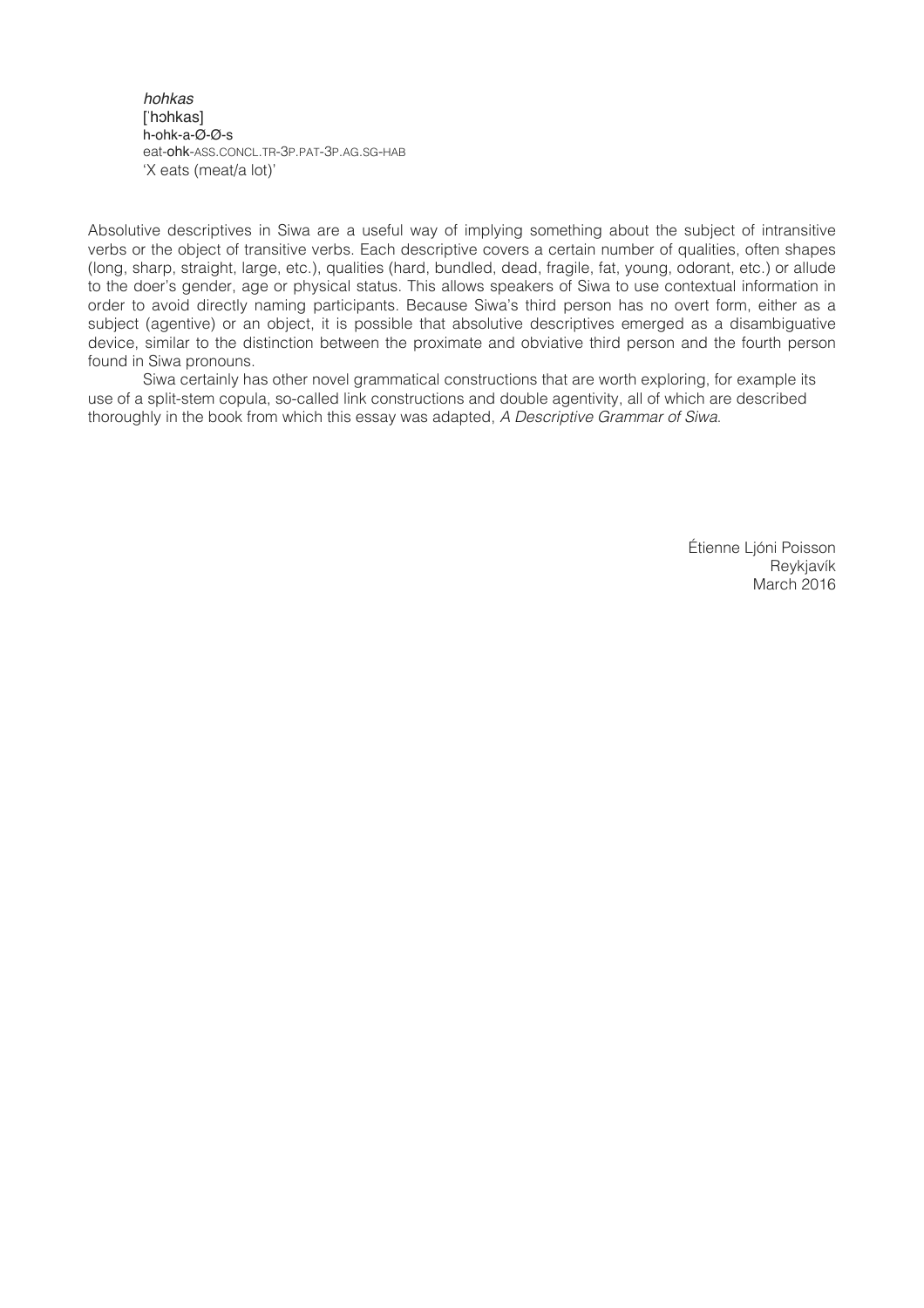*hohkas*
[ˈhɔhkas]
h-ohk-a-Ø-Ø-s
eat-**ohk**-ASS.CONCL.TR-3P.PAT-3P.AG.SG-HAB
'X eats (meat/a lot)'

Absolutive descriptives in Siwa are a useful way of implying something about the subject of intransitive verbs or the object of transitive verbs. Each descriptive covers a certain number of qualities, often shapes (long, sharp, straight, large, etc.), qualities (hard, bundled, dead, fragile, fat, young, odorant, etc.) or allude to the doer's gender, age or physical status. This allows speakers of Siwa to use contextual information in order to avoid directly naming participants. Because Siwa's third person has no overt form, either as a subject (agentive) or an object, it is possible that absolutive descriptives emerged as a disambiguative device, similar to the distinction between the proximate and obviative third person and the fourth person found in Siwa pronouns.

Siwa certainly has other novel grammatical constructions that are worth exploring, for example its use of a split-stem copula, so-called link constructions and double agentivity, all of which are described thoroughly in the book from which this essay was adapted, *A Descriptive Grammar of Siwa*.

Étienne Ljóni Poisson
Reykjavík
March 2016